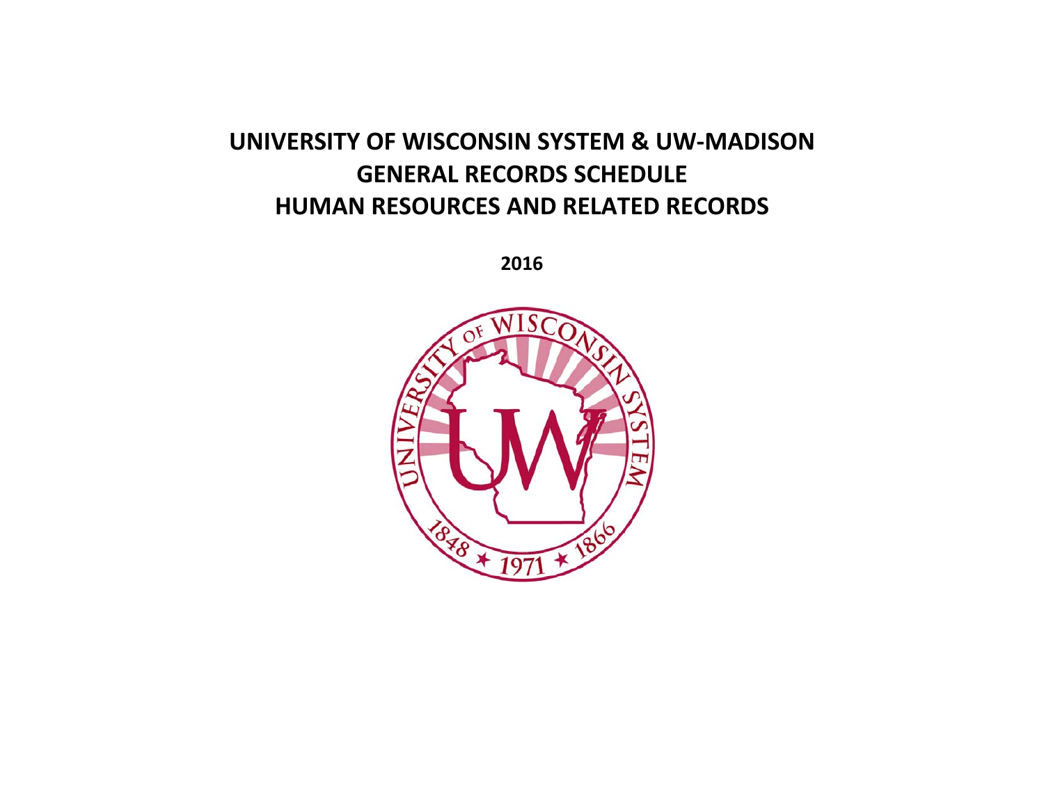# UNIVERSITY OF WISCONSIN SYSTEM & UW-MADISON
# GENERAL RECORDS SCHEDULE
# HUMAN RESOURCES AND RELATED RECORDS

**2016**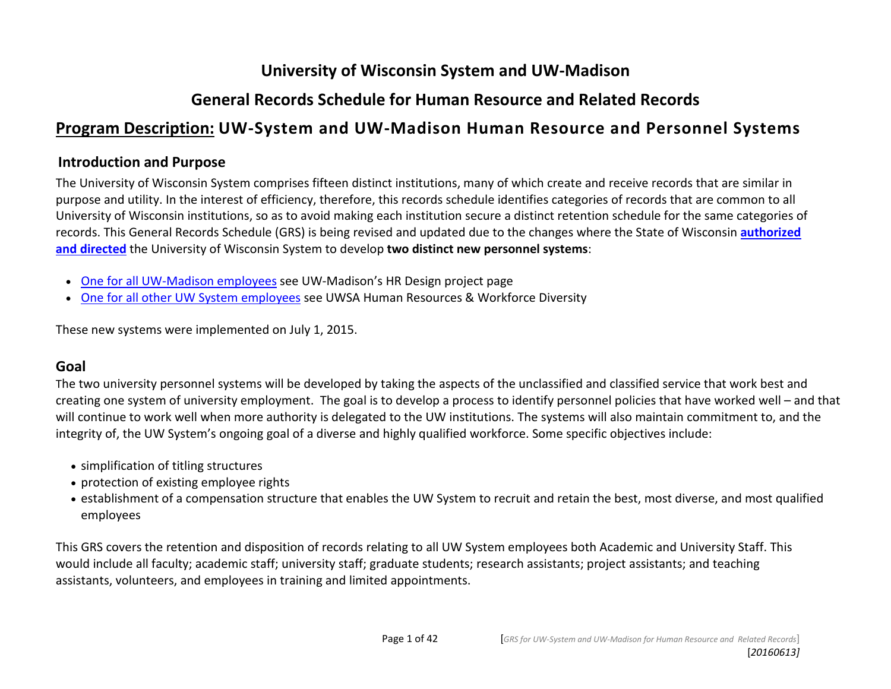# University of Wisconsin System and UW-Madison

# General Records Schedule for Human Resource and Related Records

## Program Description: UW-System and UW-Madison Human Resource and Personnel Systems

### Introduction and Purpose

The University of Wisconsin System comprises fifteen distinct institutions, many of which create and receive records that are similar in purpose and utility. In the interest of efficiency, therefore, this records schedule identifies categories of records that are common to all University of Wisconsin institutions, so as to avoid making each institution secure a distinct retention schedule for the same categories of records. This General Records Schedule (GRS) is being revised and updated due to the changes where the State of Wisconsin **authorized and directed** the University of Wisconsin System to develop **two distinct new personnel systems**:

- One for all UW-Madison employees see UW-Madison's HR Design project page
- One for all other UW System employees see UWSA Human Resources & Workforce Diversity

These new systems were implemented on July 1, 2015.

## Goal

The two university personnel systems will be developed by taking the aspects of the unclassified and classified service that work best and creating one system of university employment. The goal is to develop a process to identify personnel policies that have worked well – and that will continue to work well when more authority is delegated to the UW institutions. The systems will also maintain commitment to, and the integrity of, the UW System's ongoing goal of a diverse and highly qualified workforce. Some specific objectives include:

- simplification of titling structures
- protection of existing employee rights
- establishment of a compensation structure that enables the UW System to recruit and retain the best, most diverse, and most qualified employees

This GRS covers the retention and disposition of records relating to all UW System employees both Academic and University Staff. This would include all faculty; academic staff; university staff; graduate students; research assistants; project assistants; and teaching assistants, volunteers, and employees in training and limited appointments.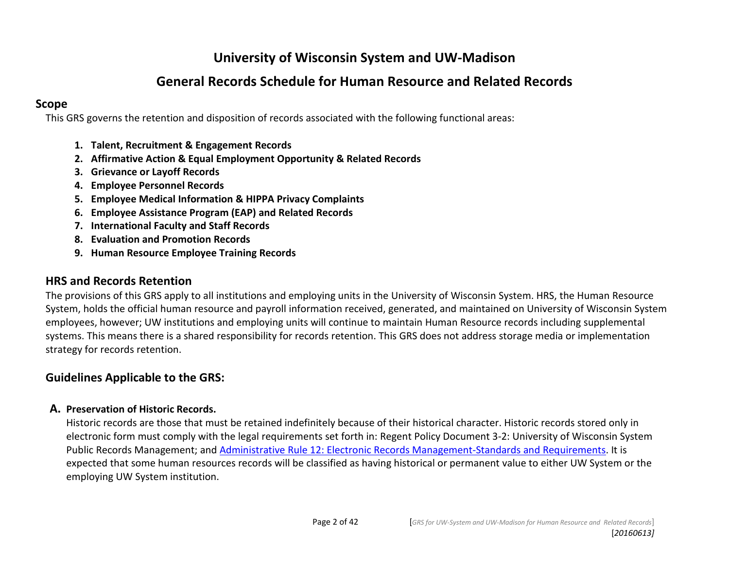# University of Wisconsin System and UW-Madison

# General Records Schedule for Human Resource and Related Records

## Scope

This GRS governs the retention and disposition of records associated with the following functional areas:

1. **Talent, Recruitment & Engagement Records**
2. **Affirmative Action & Equal Employment Opportunity & Related Records**
3. **Grievance or Layoff Records**
4. **Employee Personnel Records**
5. **Employee Medical Information & HIPPA Privacy Complaints**
6. **Employee Assistance Program (EAP) and Related Records**
7. **International Faculty and Staff Records**
8. **Evaluation and Promotion Records**
9. **Human Resource Employee Training Records**

## HRS and Records Retention

The provisions of this GRS apply to all institutions and employing units in the University of Wisconsin System. HRS, the Human Resource System, holds the official human resource and payroll information received, generated, and maintained on University of Wisconsin System employees, however; UW institutions and employing units will continue to maintain Human Resource records including supplemental systems. This means there is a shared responsibility for records retention. This GRS does not address storage media or implementation strategy for records retention.

## Guidelines Applicable to the GRS:

**A. Preservation of Historic Records.**

Historic records are those that must be retained indefinitely because of their historical character. Historic records stored only in electronic form must comply with the legal requirements set forth in: Regent Policy Document 3-2: University of Wisconsin System Public Records Management; and [Administrative Rule 12: Electronic Records Management-Standards and Requirements](). It is expected that some human resources records will be classified as having historical or permanent value to either UW System or the employing UW System institution.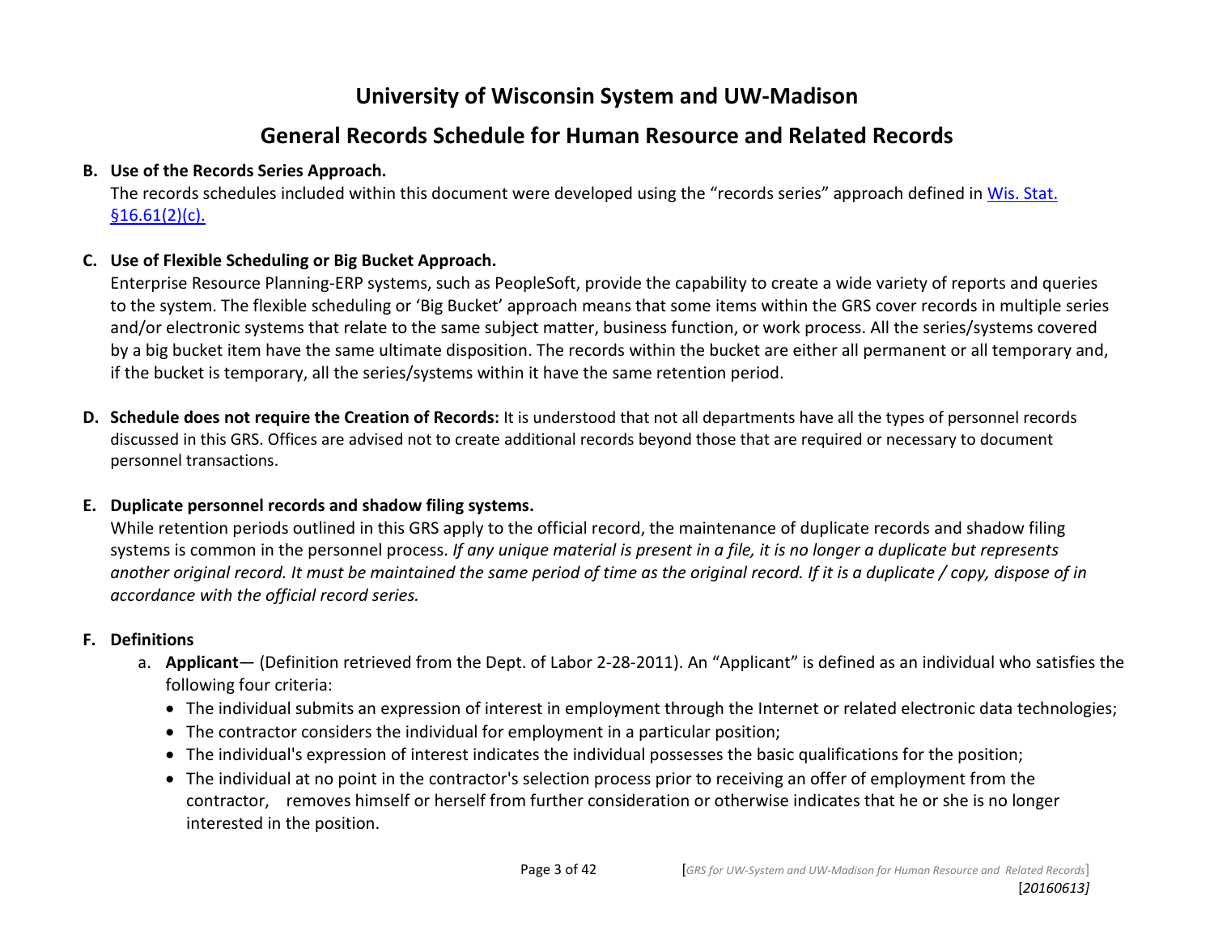# University of Wisconsin System and UW-Madison

## General Records Schedule for Human Resource and Related Records

**B. Use of the Records Series Approach.**

The records schedules included within this document were developed using the "records series" approach defined in Wis. Stat. §16.61(2)(c).

**C. Use of Flexible Scheduling or Big Bucket Approach.**

Enterprise Resource Planning-ERP systems, such as PeopleSoft, provide the capability to create a wide variety of reports and queries to the system. The flexible scheduling or 'Big Bucket' approach means that some items within the GRS cover records in multiple series and/or electronic systems that relate to the same subject matter, business function, or work process. All the series/systems covered by a big bucket item have the same ultimate disposition. The records within the bucket are either all permanent or all temporary and, if the bucket is temporary, all the series/systems within it have the same retention period.

**D. Schedule does not require the Creation of Records:** It is understood that not all departments have all the types of personnel records discussed in this GRS. Offices are advised not to create additional records beyond those that are required or necessary to document personnel transactions.

**E. Duplicate personnel records and shadow filing systems.**

While retention periods outlined in this GRS apply to the official record, the maintenance of duplicate records and shadow filing systems is common in the personnel process. *If any unique material is present in a file, it is no longer a duplicate but represents another original record. It must be maintained the same period of time as the original record. If it is a duplicate / copy, dispose of in accordance with the official record series.*

**F. Definitions**

a. **Applicant**— (Definition retrieved from the Dept. of Labor 2-28-2011). An "Applicant" is defined as an individual who satisfies the following four criteria:
   - The individual submits an expression of interest in employment through the Internet or related electronic data technologies;
   - The contractor considers the individual for employment in a particular position;
   - The individual's expression of interest indicates the individual possesses the basic qualifications for the position;
   - The individual at no point in the contractor's selection process prior to receiving an offer of employment from the contractor, removes himself or herself from further consideration or otherwise indicates that he or she is no longer interested in the position.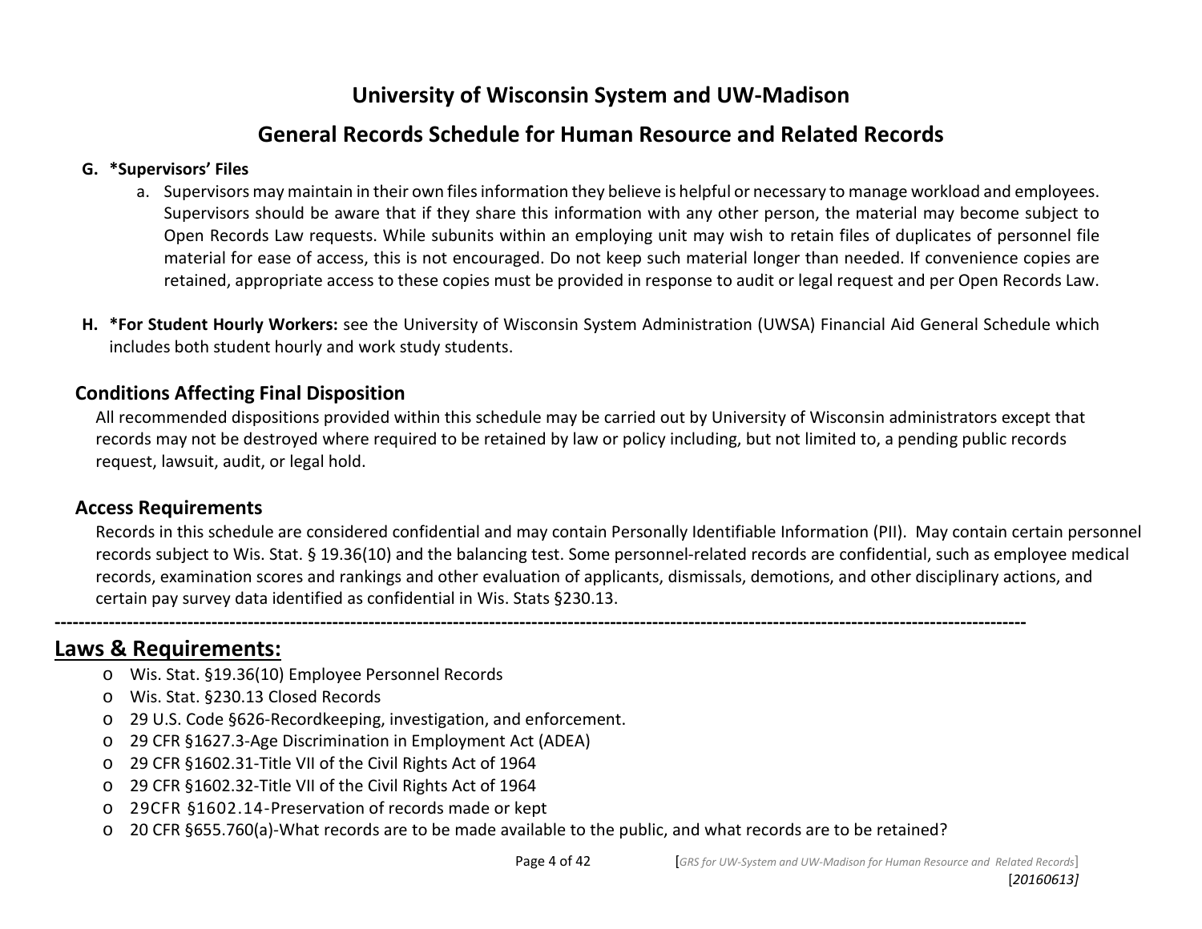# University of Wisconsin System and UW-Madison

## General Records Schedule for Human Resource and Related Records

**G. *Supervisors' Files**

a. Supervisors may maintain in their own files information they believe is helpful or necessary to manage workload and employees. Supervisors should be aware that if they share this information with any other person, the material may become subject to Open Records Law requests. While subunits within an employing unit may wish to retain files of duplicates of personnel file material for ease of access, this is not encouraged. Do not keep such material longer than needed. If convenience copies are retained, appropriate access to these copies must be provided in response to audit or legal request and per Open Records Law.

**H. *For Student Hourly Workers:** see the University of Wisconsin System Administration (UWSA) Financial Aid General Schedule which includes both student hourly and work study students.

### Conditions Affecting Final Disposition

All recommended dispositions provided within this schedule may be carried out by University of Wisconsin administrators except that records may not be destroyed where required to be retained by law or policy including, but not limited to, a pending public records request, lawsuit, audit, or legal hold.

### Access Requirements

Records in this schedule are considered confidential and may contain Personally Identifiable Information (PII). May contain certain personnel records subject to Wis. Stat. § 19.36(10) and the balancing test. Some personnel-related records are confidential, such as employee medical records, examination scores and rankings and other evaluation of applicants, dismissals, demotions, and other disciplinary actions, and certain pay survey data identified as confidential in Wis. Stats §230.13.

---

## Laws & Requirements:

- Wis. Stat. §19.36(10) Employee Personnel Records
- Wis. Stat. §230.13 Closed Records
- 29 U.S. Code §626-Recordkeeping, investigation, and enforcement.
- 29 CFR §1627.3-Age Discrimination in Employment Act (ADEA)
- 29 CFR §1602.31-Title VII of the Civil Rights Act of 1964
- 29 CFR §1602.32-Title VII of the Civil Rights Act of 1964
- 29CFR §1602.14-Preservation of records made or kept
- 20 CFR §655.760(a)-What records are to be made available to the public, and what records are to be retained?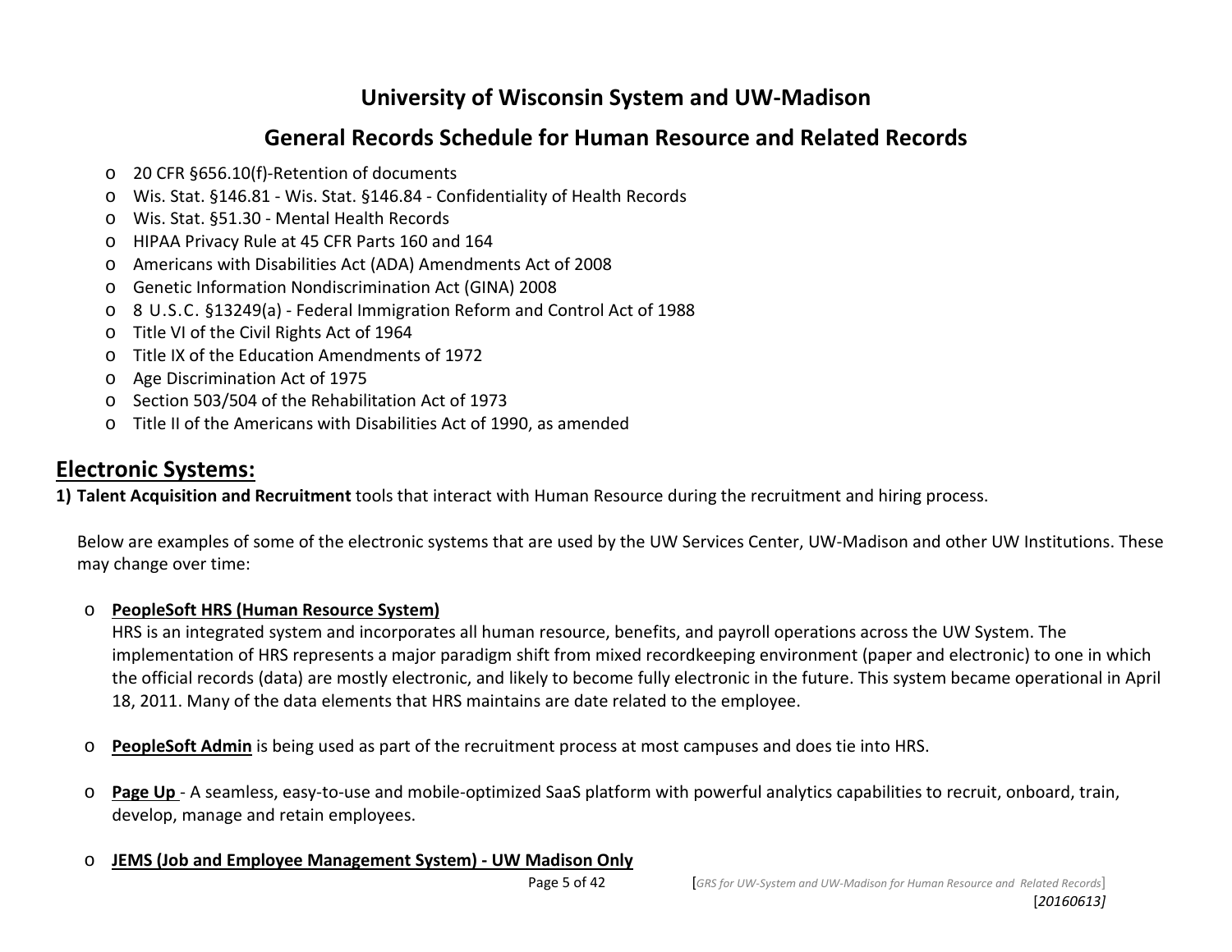- 20 CFR §656.10(f)-Retention of documents
- Wis. Stat. §146.81 - Wis. Stat. §146.84 - Confidentiality of Health Records
- Wis. Stat. §51.30 - Mental Health Records
- HIPAA Privacy Rule at 45 CFR Parts 160 and 164
- Americans with Disabilities Act (ADA) Amendments Act of 2008
- Genetic Information Nondiscrimination Act (GINA) 2008
- 8 U.S.C. §13249(a) - Federal Immigration Reform and Control Act of 1988
- Title VI of the Civil Rights Act of 1964
- Title IX of the Education Amendments of 1972
- Age Discrimination Act of 1975
- Section 503/504 of the Rehabilitation Act of 1973
- Title II of the Americans with Disabilities Act of 1990, as amended

## Electronic Systems:

**1) Talent Acquisition and Recruitment** tools that interact with Human Resource during the recruitment and hiring process.

Below are examples of some of the electronic systems that are used by the UW Services Center, UW-Madison and other UW Institutions. These may change over time:

- **PeopleSoft HRS (Human Resource System)**
  HRS is an integrated system and incorporates all human resource, benefits, and payroll operations across the UW System. The implementation of HRS represents a major paradigm shift from mixed recordkeeping environment (paper and electronic) to one in which the official records (data) are mostly electronic, and likely to become fully electronic in the future. This system became operational in April 18, 2011. Many of the data elements that HRS maintains are date related to the employee.

- **PeopleSoft Admin** is being used as part of the recruitment process at most campuses and does tie into HRS.

- **Page Up** - A seamless, easy-to-use and mobile-optimized SaaS platform with powerful analytics capabilities to recruit, onboard, train, develop, manage and retain employees.

- **JEMS (Job and Employee Management System) - UW Madison Only**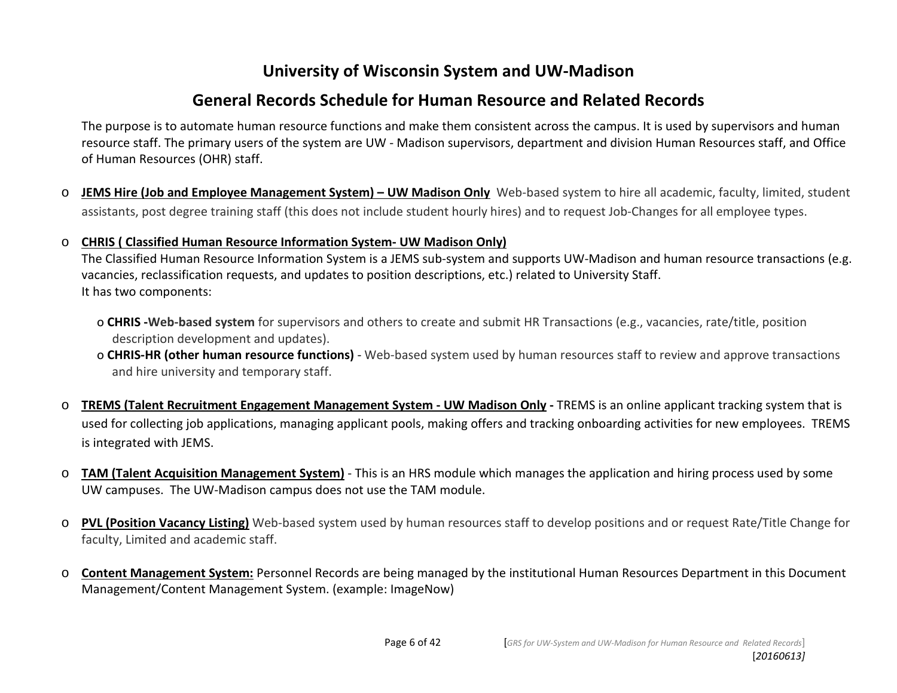# University of Wisconsin System and UW-Madison

## General Records Schedule for Human Resource and Related Records

The purpose is to automate human resource functions and make them consistent across the campus. It is used by supervisors and human resource staff. The primary users of the system are UW - Madison supervisors, department and division Human Resources staff, and Office of Human Resources (OHR) staff.

- **JEMS Hire (Job and Employee Management System) – UW Madison Only** Web-based system to hire all academic, faculty, limited, student assistants, post degree training staff (this does not include student hourly hires) and to request Job-Changes for all employee types.

- **CHRIS ( Classified Human Resource Information System- UW Madison Only)**
  The Classified Human Resource Information System is a JEMS sub-system and supports UW-Madison and human resource transactions (e.g. vacancies, reclassification requests, and updates to position descriptions, etc.) related to University Staff.
  It has two components:

  - **CHRIS -Web-based system** for supervisors and others to create and submit HR Transactions (e.g., vacancies, rate/title, position description development and updates).
  - **CHRIS-HR (other human resource functions)** - Web-based system used by human resources staff to review and approve transactions and hire university and temporary staff.

- **TREMS (Talent Recruitment Engagement Management System - UW Madison Only -** TREMS is an online applicant tracking system that is used for collecting job applications, managing applicant pools, making offers and tracking onboarding activities for new employees. TREMS is integrated with JEMS.

- **TAM (Talent Acquisition Management System)** - This is an HRS module which manages the application and hiring process used by some UW campuses. The UW-Madison campus does not use the TAM module.

- **PVL (Position Vacancy Listing)** Web-based system used by human resources staff to develop positions and or request Rate/Title Change for faculty, Limited and academic staff.

- **Content Management System:** Personnel Records are being managed by the institutional Human Resources Department in this Document Management/Content Management System. (example: ImageNow)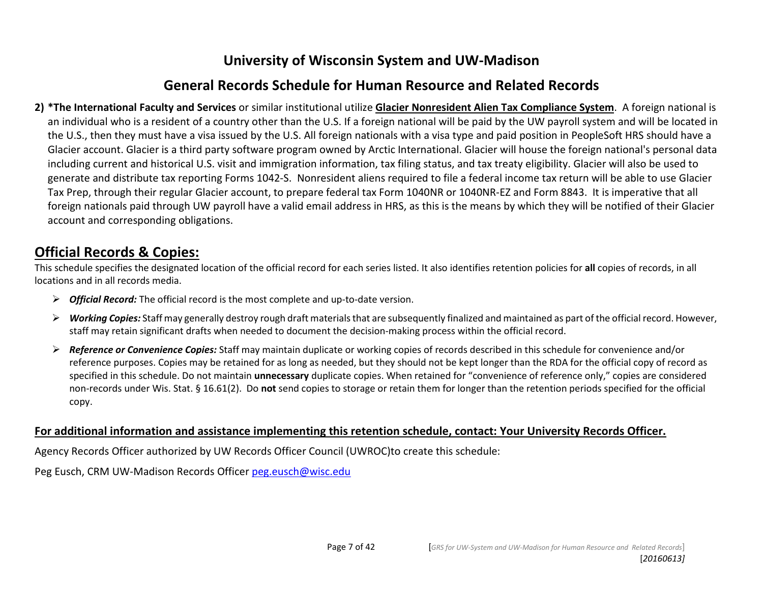# University of Wisconsin System and UW-Madison

## General Records Schedule for Human Resource and Related Records

2) **\*The International Faculty and Services** or similar institutional utilize **Glacier Nonresident Alien Tax Compliance System**. A foreign national is an individual who is a resident of a country other than the U.S. If a foreign national will be paid by the UW payroll system and will be located in the U.S., then they must have a visa issued by the U.S. All foreign nationals with a visa type and paid position in PeopleSoft HRS should have a Glacier account. Glacier is a third party software program owned by Arctic International. Glacier will house the foreign national's personal data including current and historical U.S. visit and immigration information, tax filing status, and tax treaty eligibility. Glacier will also be used to generate and distribute tax reporting Forms 1042-S. Nonresident aliens required to file a federal income tax return will be able to use Glacier Tax Prep, through their regular Glacier account, to prepare federal tax Form 1040NR or 1040NR-EZ and Form 8843. It is imperative that all foreign nationals paid through UW payroll have a valid email address in HRS, as this is the means by which they will be notified of their Glacier account and corresponding obligations.

## Official Records & Copies:

This schedule specifies the designated location of the official record for each series listed. It also identifies retention policies for **all** copies of records, in all locations and in all records media.

- ***Official Record:*** The official record is the most complete and up-to-date version.
- ***Working Copies:*** Staff may generally destroy rough draft materials that are subsequently finalized and maintained as part of the official record. However, staff may retain significant drafts when needed to document the decision-making process within the official record.
- ***Reference or Convenience Copies:*** Staff may maintain duplicate or working copies of records described in this schedule for convenience and/or reference purposes. Copies may be retained for as long as needed, but they should not be kept longer than the RDA for the official copy of record as specified in this schedule. Do not maintain **unnecessary** duplicate copies. When retained for "convenience of reference only," copies are considered non-records under Wis. Stat. § 16.61(2). Do **not** send copies to storage or retain them for longer than the retention periods specified for the official copy.

**For additional information and assistance implementing this retention schedule, contact: Your University Records Officer.**

Agency Records Officer authorized by UW Records Officer Council (UWROC)to create this schedule:

Peg Eusch, CRM UW-Madison Records Officer peg.eusch@wisc.edu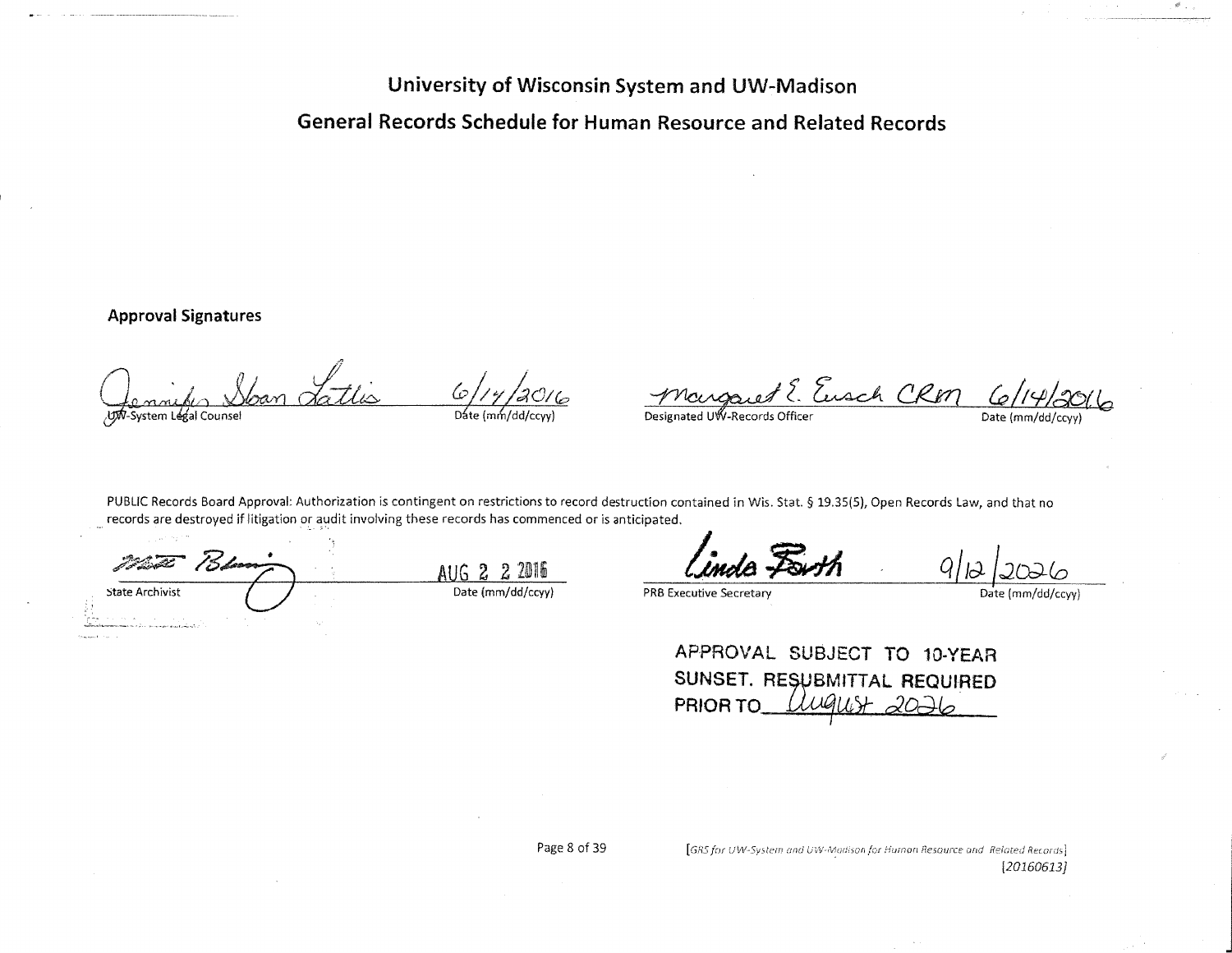# University of Wisconsin System and UW-Madison

## General Records Schedule for Human Resource and Related Records

**Approval Signatures**

Jennifer Sloan Lattis — 6/14/2016
UW-System Legal Counsel — Date (mm/dd/ccyy)

Margaret E. Eusch CRM — 6/14/2016
Designated UW-Records Officer — Date (mm/dd/ccyy)

PUBLIC Records Board Approval: Authorization is contingent on restrictions to record destruction contained in Wis. Stat. § 19.35(5), Open Records Law, and that no records are destroyed if litigation or audit involving these records has commenced or is anticipated.

[Signature] — AUG 22 2016
State Archivist — Date (mm/dd/ccyy)

Linda Barth — 9/12/2026
PRB Executive Secretary — Date (mm/dd/ccyy)

APPROVAL SUBJECT TO 10-YEAR SUNSET. RESUBMITTAL REQUIRED PRIOR TO August 2026

[GRS for UW-System and UW-Madison for Human Resource and Related Records]
[20160613]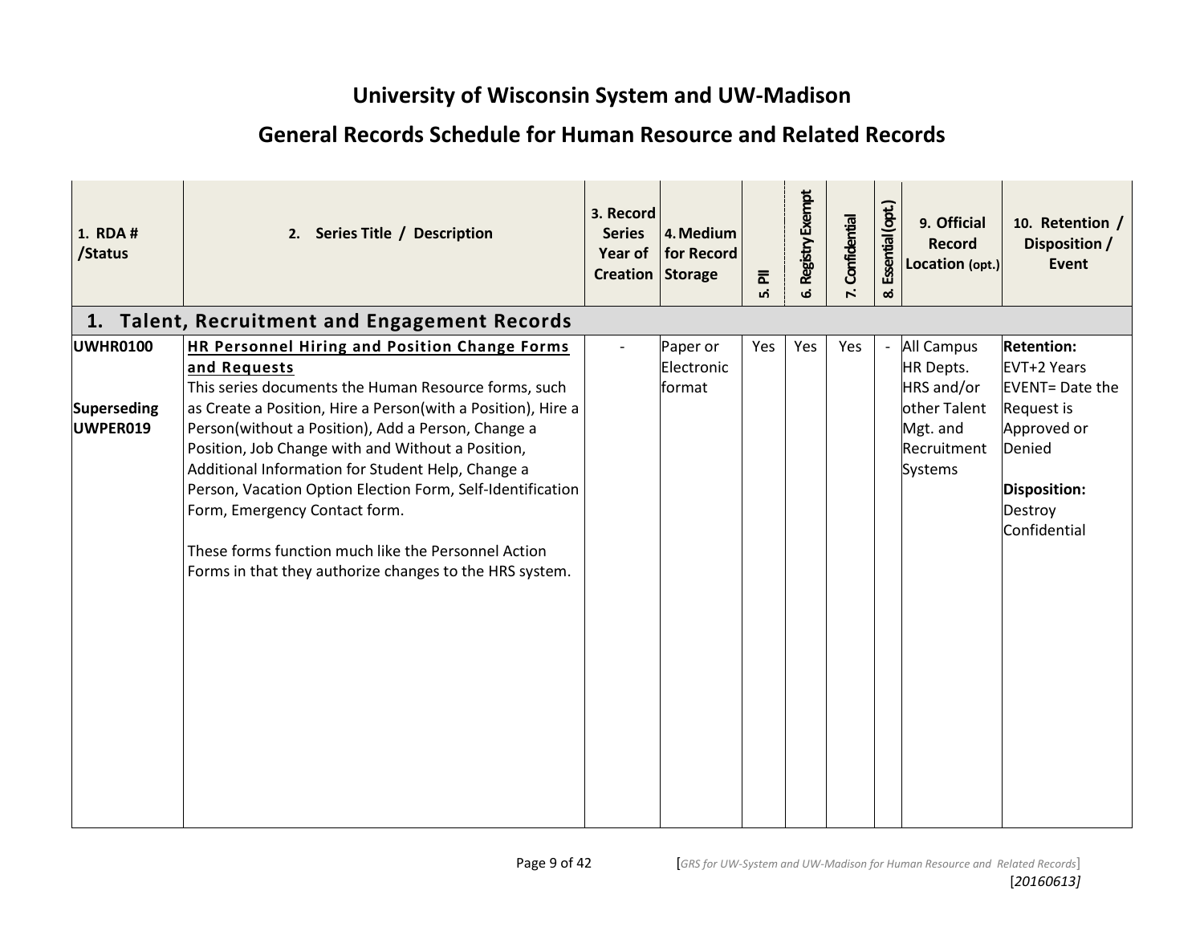# University of Wisconsin System and UW-Madison

## General Records Schedule for Human Resource and Related Records

| 1. RDA # /Status | 2. Series Title / Description | 3. Record Series Year of Creation | 4. Medium for Record Storage | 5. PII | 6. Registry Exempt | 7. Confidential | 8. Essential (opt.) | 9. Official Record Location (opt.) | 10. Retention / Disposition / Event |
|---|---|---|---|---|---|---|---|---|---|
| **1. Talent, Recruitment and Engagement Records** | | | | | | | | | |
| **UWHR0100**<br><br>**Superseding UWPER019** | **HR Personnel Hiring and Position Change Forms and Requests**<br>This series documents the Human Resource forms, such as Create a Position, Hire a Person(with a Position), Hire a Person(without a Position), Add a Person, Change a Position, Job Change with and Without a Position, Additional Information for Student Help, Change a Person, Vacation Option Election Form, Self-Identification Form, Emergency Contact form.<br><br>These forms function much like the Personnel Action Forms in that they authorize changes to the HRS system. | - | Paper or Electronic format | Yes | Yes | Yes | - | All Campus HR Depts. HRS and/or other Talent Mgt. and Recruitment Systems | **Retention:**<br>EVT+2 Years<br>EVENT= Date the Request is Approved or Denied<br><br>**Disposition:**<br>Destroy Confidential |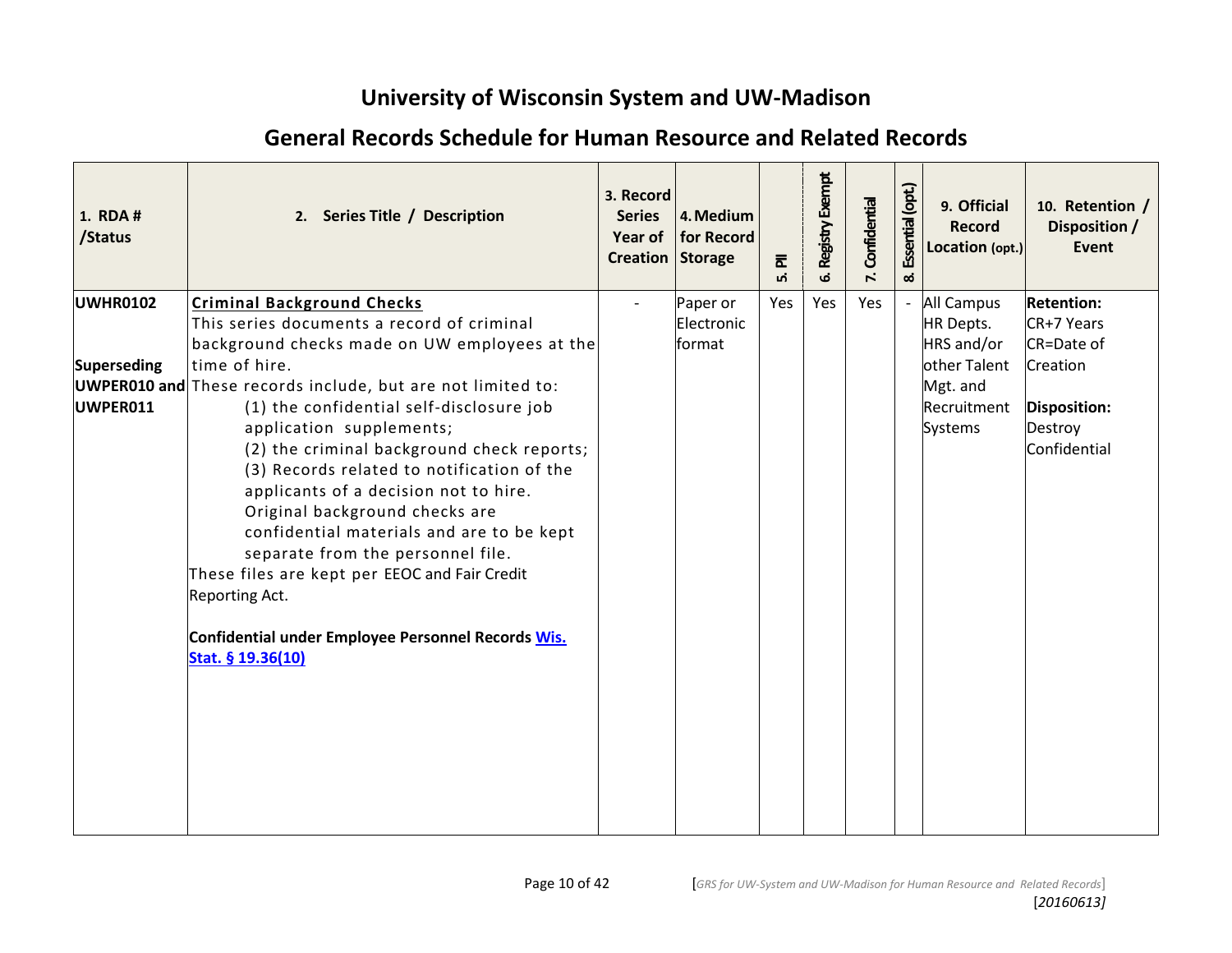# University of Wisconsin System and UW-Madison

## General Records Schedule for Human Resource and Related Records

| 1. RDA # /Status | 2. Series Title / Description | 3. Record Series Year of Creation | 4. Medium for Record Storage | 5. PII | 6. Registry Exempt | 7. Confidential | 8. Essential (opt.) | 9. Official Record Location (opt.) | 10. Retention / Disposition / Event |
|---|---|---|---|---|---|---|---|---|---|
| **UWHR0102**<br><br>**Superseding UWPER010 and UWPER011** | **Criminal Background Checks**<br>This series documents a record of criminal background checks made on UW employees at the time of hire.<br>These records include, but are not limited to:<br>(1) the confidential self-disclosure job application supplements;<br>(2) the criminal background check reports;<br>(3) Records related to notification of the applicants of a decision not to hire. Original background checks are confidential materials and are to be kept separate from the personnel file.<br>These files are kept per EEOC and Fair Credit Reporting Act.<br><br>**Confidential under Employee Personnel Records Wis. Stat. § 19.36(10)** | - | Paper or Electronic format | Yes | Yes | Yes | - | All Campus HR Depts. HRS and/or other Talent Mgt. and Recruitment Systems | **Retention:**<br>CR+7 Years<br>CR=Date of Creation<br><br>**Disposition:**<br>Destroy Confidential |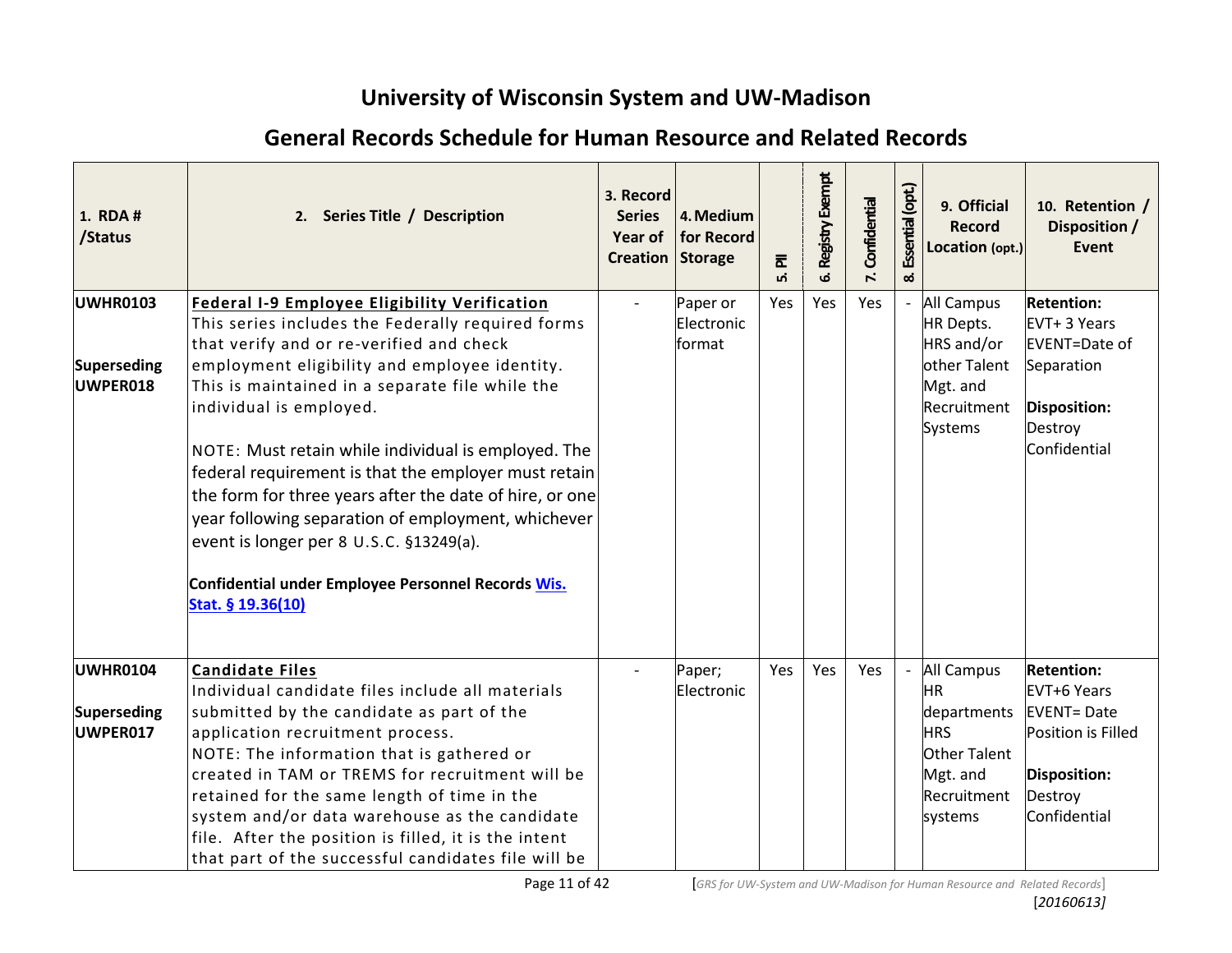# University of Wisconsin System and UW-Madison

## General Records Schedule for Human Resource and Related Records

| 1. RDA # /Status | 2. Series Title / Description | 3. Record Series Year of Creation | 4. Medium for Record Storage | 5. PII | 6. Registry Exempt | 7. Confidential | 8. Essential (opt.) | 9. Official Record Location (opt.) | 10. Retention / Disposition / Event |
|---|---|---|---|---|---|---|---|---|---|
| **UWHR0103**<br><br>**Superseding UWPER018** | **Federal I-9 Employee Eligibility Verification**<br>This series includes the Federally required forms that verify and or re-verified and check employment eligibility and employee identity. This is maintained in a separate file while the individual is employed.<br><br>NOTE: Must retain while individual is employed. The federal requirement is that the employer must retain the form for three years after the date of hire, or one year following separation of employment, whichever event is longer per 8 U.S.C. §13249(a).<br><br>**Confidential under Employee Personnel Records [Wis. Stat. § 19.36(10)]** | - | Paper or Electronic format | Yes | Yes | Yes | - | All Campus HR Depts. HRS and/or other Talent Mgt. and Recruitment Systems | **Retention:**<br>EVT+ 3 Years<br>EVENT=Date of Separation<br><br>**Disposition:**<br>Destroy Confidential |
| **UWHR0104**<br><br>**Superseding UWPER017** | **Candidate Files**<br>Individual candidate files include all materials submitted by the candidate as part of the application recruitment process.<br>NOTE: The information that is gathered or created in TAM or TREMS for recruitment will be retained for the same length of time in the system and/or data warehouse as the candidate file. After the position is filled, it is the intent that part of the successful candidates file will be | - | Paper; Electronic | Yes | Yes | Yes | - | All Campus HR departments HRS Other Talent Mgt. and Recruitment systems | **Retention:**<br>EVT+6 Years<br>EVENT= Date Position is Filled<br><br>**Disposition:**<br>Destroy Confidential |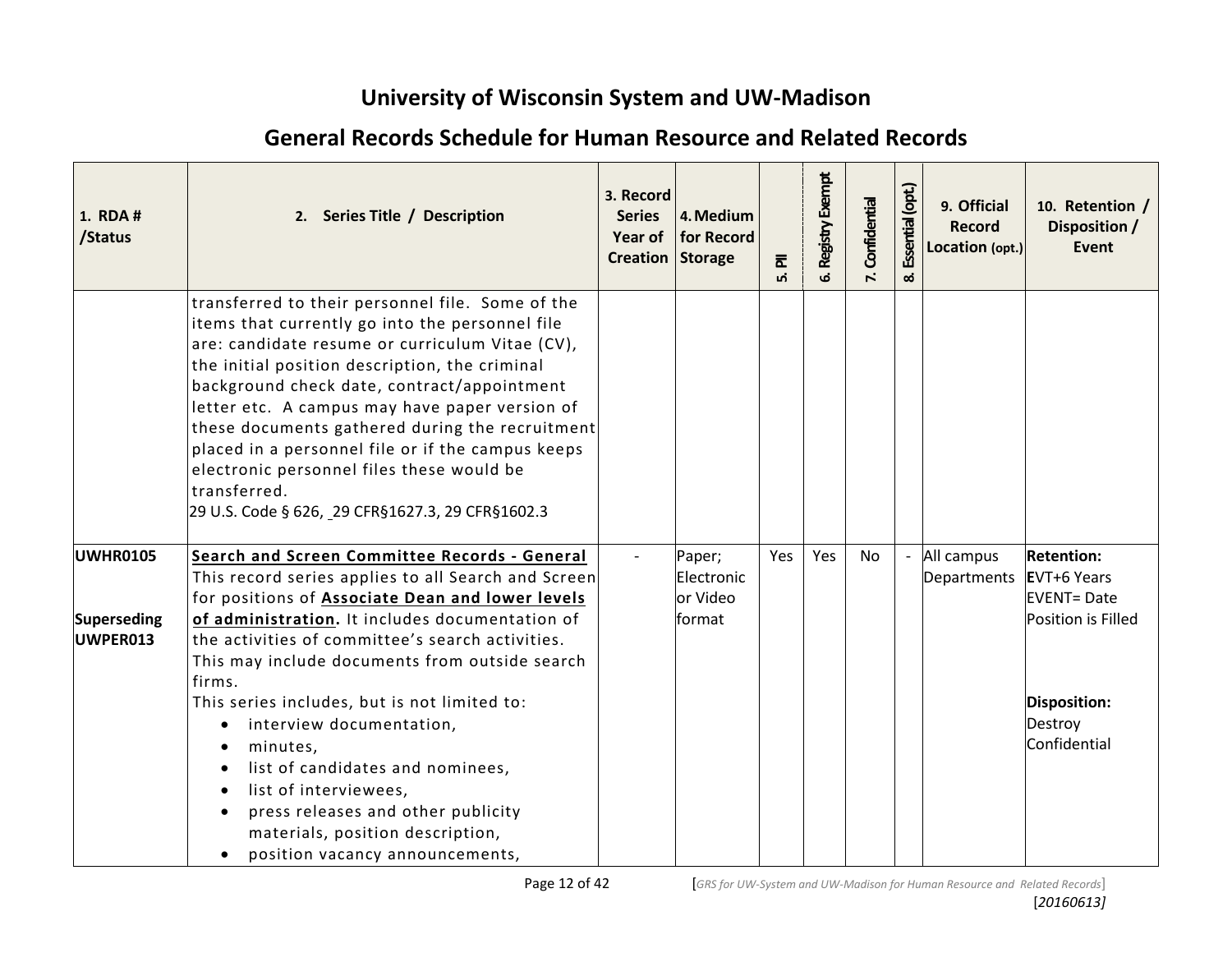# University of Wisconsin System and UW-Madison

## General Records Schedule for Human Resource and Related Records

| 1. RDA # /Status | 2. Series Title / Description | 3. Record Series Year of Creation | 4. Medium for Record Storage | 5. PII | 6. Registry Exempt | 7. Confidential | 8. Essential (opt.) | 9. Official Record Location (opt.) | 10. Retention / Disposition / Event |
|---|---|---|---|---|---|---|---|---|---|
| | transferred to their personnel file. Some of the items that currently go into the personnel file are: candidate resume or curriculum Vitae (CV), the initial position description, the criminal background check date, contract/appointment letter etc. A campus may have paper version of these documents gathered during the recruitment placed in a personnel file or if the campus keeps electronic personnel files these would be transferred.<br>29 U.S. Code § 626, 29 CFR§1627.3, 29 CFR§1602.3 | | | | | | | | |
| **UWHR0105**<br><br>**Superseding UWPER013** | **Search and Screen Committee Records - General**<br>This record series applies to all Search and Screen for positions of **Associate Dean and lower levels of administration.** It includes documentation of the activities of committee's search activities. This may include documents from outside search firms.<br>This series includes, but is not limited to:<br>• interview documentation,<br>• minutes,<br>• list of candidates and nominees,<br>• list of interviewees,<br>• press releases and other publicity materials, position description,<br>• position vacancy announcements, | - | Paper; Electronic or Video format | Yes | Yes | No | - | All campus Departments | **Retention:**<br>EVT+6 Years<br>EVENT= Date Position is Filled<br><br>**Disposition:**<br>Destroy Confidential |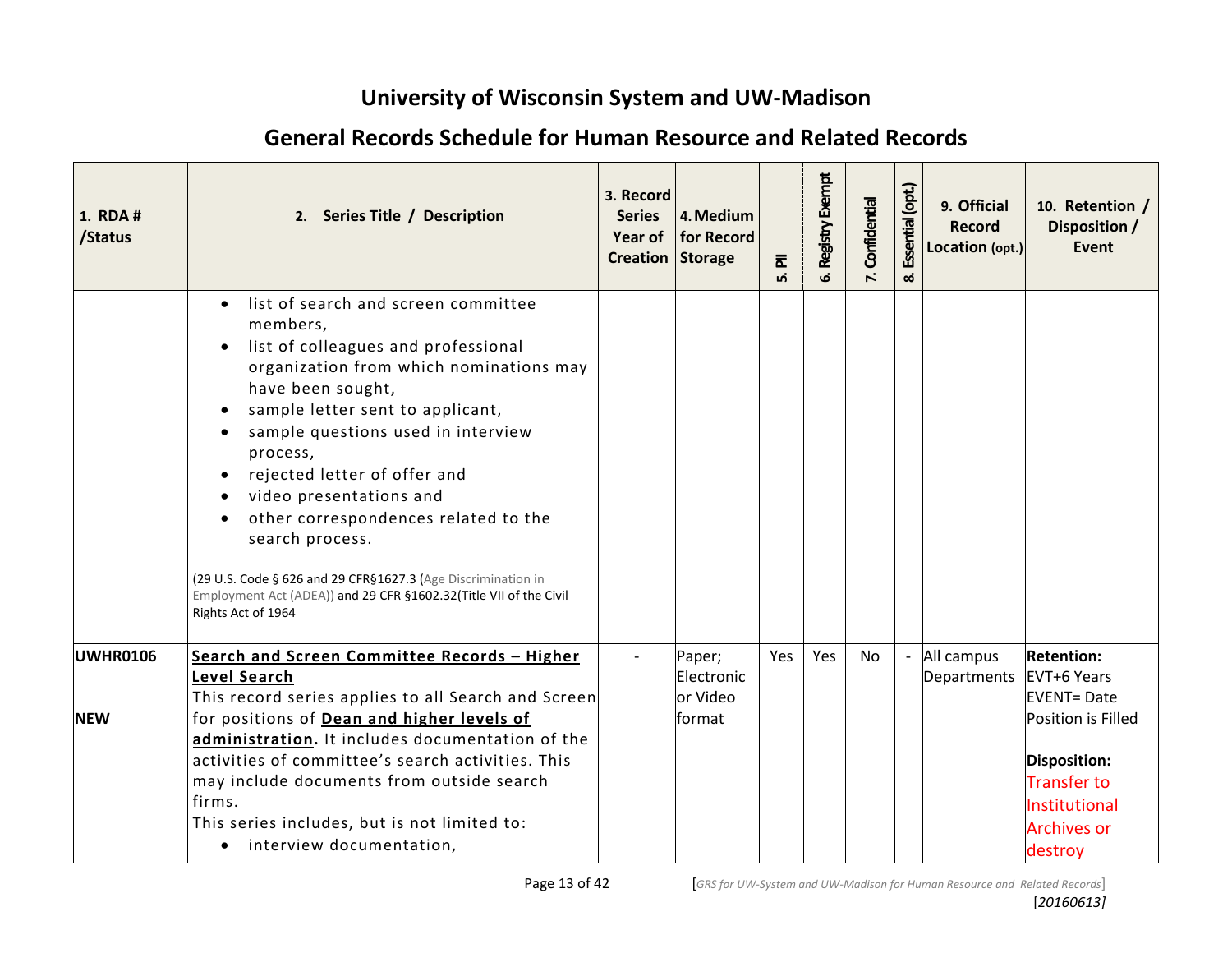# University of Wisconsin System and UW-Madison

## General Records Schedule for Human Resource and Related Records

| 1. RDA # /Status | 2. Series Title / Description | 3. Record Series Year of Creation | 4. Medium for Record Storage | 5. PII | 6. Registry Exempt | 7. Confidential | 8. Essential (opt.) | 9. Official Record Location (opt.) | 10. Retention / Disposition / Event |
|---|---|---|---|---|---|---|---|---|---|
| | • list of search and screen committee members,<br>• list of colleagues and professional organization from which nominations may have been sought,<br>• sample letter sent to applicant,<br>• sample questions used in interview process,<br>• rejected letter of offer and<br>• video presentations and<br>• other correspondences related to the search process.<br><br>(29 U.S. Code § 626 and 29 CFR§1627.3 (Age Discrimination in Employment Act (ADEA)) and 29 CFR §1602.32(Title VII of the Civil Rights Act of 1964 | | | | | | | | |
| **UWHR0106**<br><br>**NEW** | **Search and Screen Committee Records – Higher Level Search**<br>This record series applies to all Search and Screen for positions of **Dean and higher levels of administration.** It includes documentation of the activities of committee's search activities. This may include documents from outside search firms.<br>This series includes, but is not limited to:<br>• interview documentation, | - | Paper; Electronic or Video format | Yes | Yes | No | - | All campus Departments | **Retention:** EVT+6 Years EVENT= Date Position is Filled<br><br>**Disposition:** Transfer to Institutional Archives or destroy |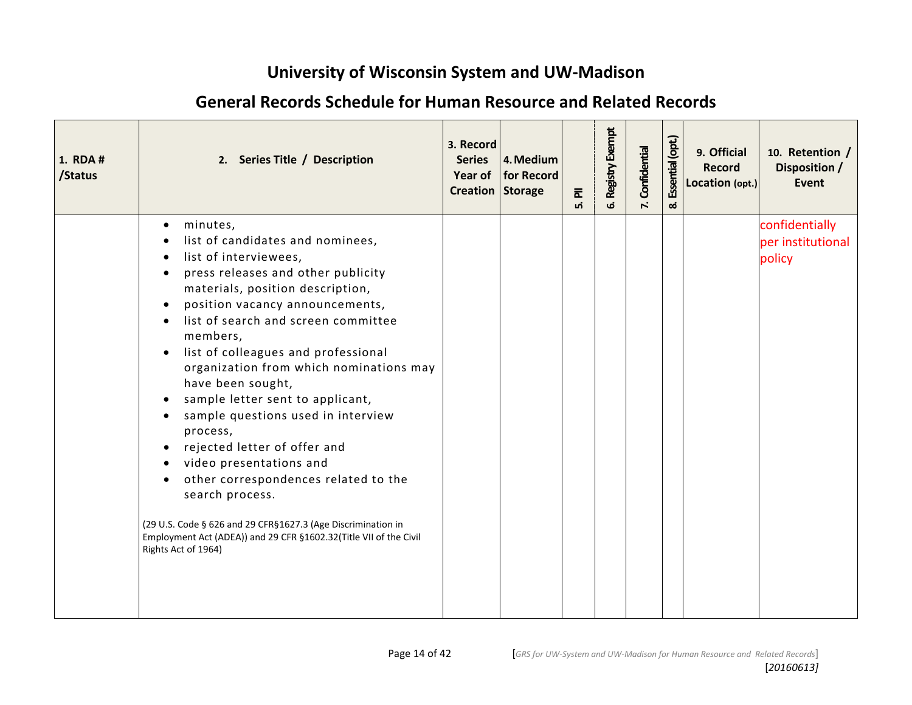# University of Wisconsin System and UW-Madison

## General Records Schedule for Human Resource and Related Records

| 1. RDA # /Status | 2. Series Title / Description | 3. Record Series Year of Creation | 4. Medium for Record Storage | 5. PII | 6. Registry Exempt | 7. Confidential | 8. Essential (opt.) | 9. Official Record Location (opt.) | 10. Retention / Disposition / Event |
|---|---|---|---|---|---|---|---|---|---|
| | • minutes,<br>• list of candidates and nominees,<br>• list of interviewees,<br>• press releases and other publicity materials, position description,<br>• position vacancy announcements,<br>• list of search and screen committee members,<br>• list of colleagues and professional organization from which nominations may have been sought,<br>• sample letter sent to applicant,<br>• sample questions used in interview process,<br>• rejected letter of offer and<br>• video presentations and<br>• other correspondences related to the search process.<br><br>(29 U.S. Code § 626 and 29 CFR§1627.3 (Age Discrimination in Employment Act (ADEA)) and 29 CFR §1602.32(Title VII of the Civil Rights Act of 1964) | | | | | | | | confidentially per institutional policy |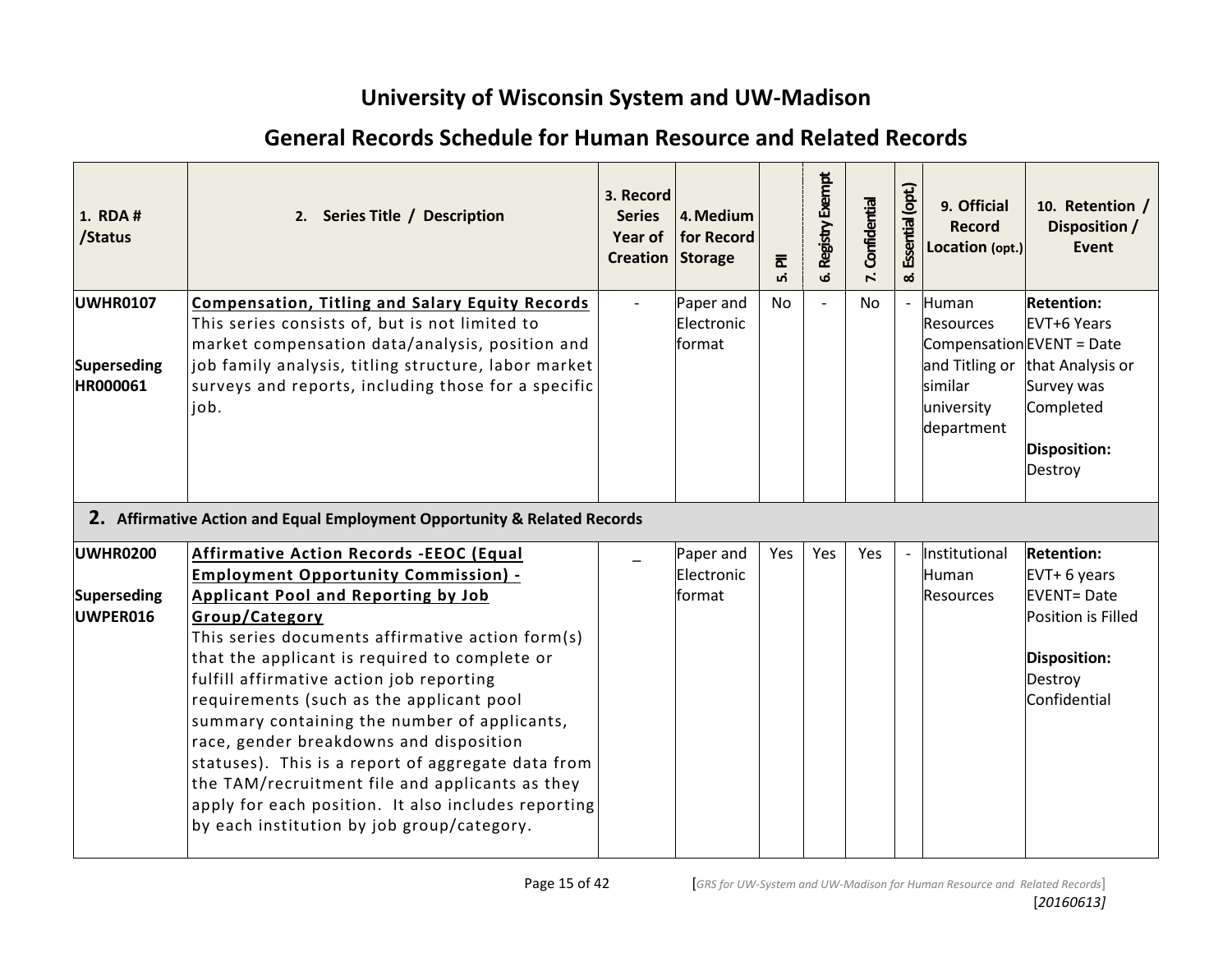# University of Wisconsin System and UW-Madison

## General Records Schedule for Human Resource and Related Records

| 1. RDA # /Status | 2. Series Title / Description | 3. Record Series Year of Creation | 4. Medium for Record Storage | 5. PII | 6. Registry Exempt | 7. Confidential | 8. Essential (opt.) | 9. Official Record Location (opt.) | 10. Retention / Disposition / Event |
|---|---|---|---|---|---|---|---|---|---|
| **UWHR0107** <br><br> **Superseding HR000061** | **Compensation, Titling and Salary Equity Records** <br> This series consists of, but is not limited to market compensation data/analysis, position and job family analysis, titling structure, labor market surveys and reports, including those for a specific job. | - | Paper and Electronic format | No | - | No | - | Human Resources Compensation and Titling or similar university department | **Retention:** EVT+6 Years EVENT = Date that Analysis or Survey was Completed <br><br> **Disposition:** Destroy |
| **2. Affirmative Action and Equal Employment Opportunity & Related Records** | | | | | | | | | |
| **UWHR0200** <br><br> **Superseding UWPER016** | **Affirmative Action Records -EEOC (Equal Employment Opportunity Commission) - Applicant Pool and Reporting by Job Group/Category** <br> This series documents affirmative action form(s) that the applicant is required to complete or fulfill affirmative action job reporting requirements (such as the applicant pool summary containing the number of applicants, race, gender breakdowns and disposition statuses). This is a report of aggregate data from the TAM/recruitment file and applicants as they apply for each position. It also includes reporting by each institution by job group/category. | _ | Paper and Electronic format | Yes | Yes | Yes | - | Institutional Human Resources | **Retention:** EVT+ 6 years EVENT= Date Position is Filled <br><br> **Disposition:** Destroy Confidential |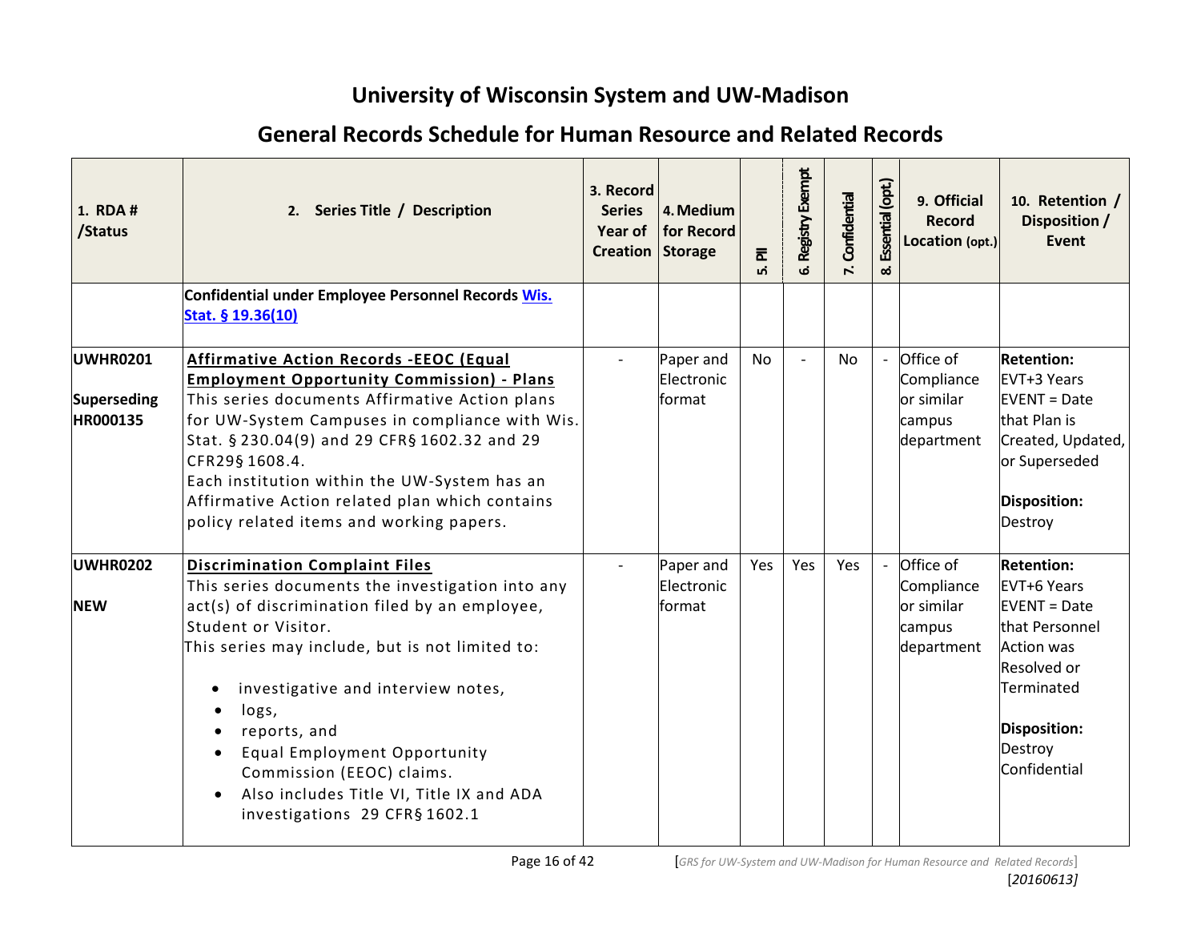# University of Wisconsin System and UW-Madison

## General Records Schedule for Human Resource and Related Records

| 1. RDA # /Status | 2. Series Title / Description | 3. Record Series Year of Creation | 4. Medium for Record Storage | 5. PII | 6. Registry Exempt | 7. Confidential | 8. Essential (opt.) | 9. Official Record Location (opt.) | 10. Retention / Disposition / Event |
|---|---|---|---|---|---|---|---|---|---|
| | **Confidential under Employee Personnel Records Wis. Stat. § 19.36(10)** | | | | | | | | |
| **UWHR0201**<br><br>**Superseding HR000135** | **Affirmative Action Records -EEOC (Equal Employment Opportunity Commission) - Plans**<br>This series documents Affirmative Action plans for UW-System Campuses in compliance with Wis. Stat. § 230.04(9) and 29 CFR§ 1602.32 and 29 CFR29§ 1608.4.<br>Each institution within the UW-System has an Affirmative Action related plan which contains policy related items and working papers. | - | Paper and Electronic format | No | - | No | - | Office of Compliance or similar campus department | **Retention:** EVT+3 Years EVENT = Date that Plan is Created, Updated, or Superseded<br><br>**Disposition:** Destroy |
| **UWHR0202**<br><br>**NEW** | **Discrimination Complaint Files**<br>This series documents the investigation into any act(s) of discrimination filed by an employee, Student or Visitor.<br>This series may include, but is not limited to:<br>• investigative and interview notes,<br>• logs,<br>• reports, and<br>• Equal Employment Opportunity Commission (EEOC) claims.<br>• Also includes Title VI, Title IX and ADA investigations 29 CFR§ 1602.1 | - | Paper and Electronic format | Yes | Yes | Yes | - | Office of Compliance or similar campus department | **Retention:** EVT+6 Years EVENT = Date that Personnel Action was Resolved or Terminated<br><br>**Disposition:** Destroy Confidential |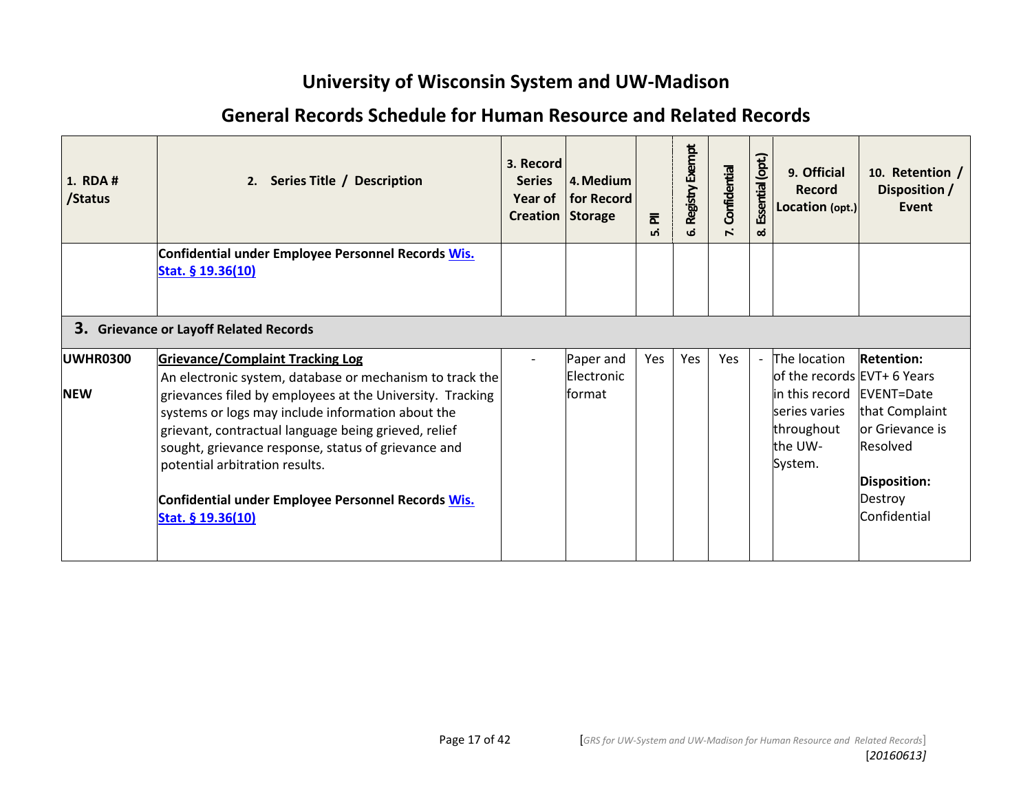# University of Wisconsin System and UW-Madison

## General Records Schedule for Human Resource and Related Records

| 1. RDA # /Status | 2. Series Title / Description | 3. Record Series Year of Creation | 4. Medium for Record Storage | 5. PII | 6. Registry Exempt | 7. Confidential | 8. Essential (opt.) | 9. Official Record Location (opt.) | 10. Retention / Disposition / Event |
|---|---|---|---|---|---|---|---|---|---|
| | **Confidential under Employee Personnel Records Wis. Stat. § 19.36(10)** | | | | | | | | |
| **3. Grievance or Layoff Related Records** | | | | | | | | | |
| **UWHR0300** <br><br> **NEW** | **Grievance/Complaint Tracking Log** <br> An electronic system, database or mechanism to track the grievances filed by employees at the University. Tracking systems or logs may include information about the grievant, contractual language being grieved, relief sought, grievance response, status of grievance and potential arbitration results. <br><br> **Confidential under Employee Personnel Records Wis. Stat. § 19.36(10)** | - | Paper and Electronic format | Yes | Yes | Yes | - | The location of the records in this record series varies throughout the UW-System. | **Retention:** EVT+ 6 Years EVENT=Date that Complaint or Grievance is Resolved <br><br> **Disposition:** Destroy Confidential |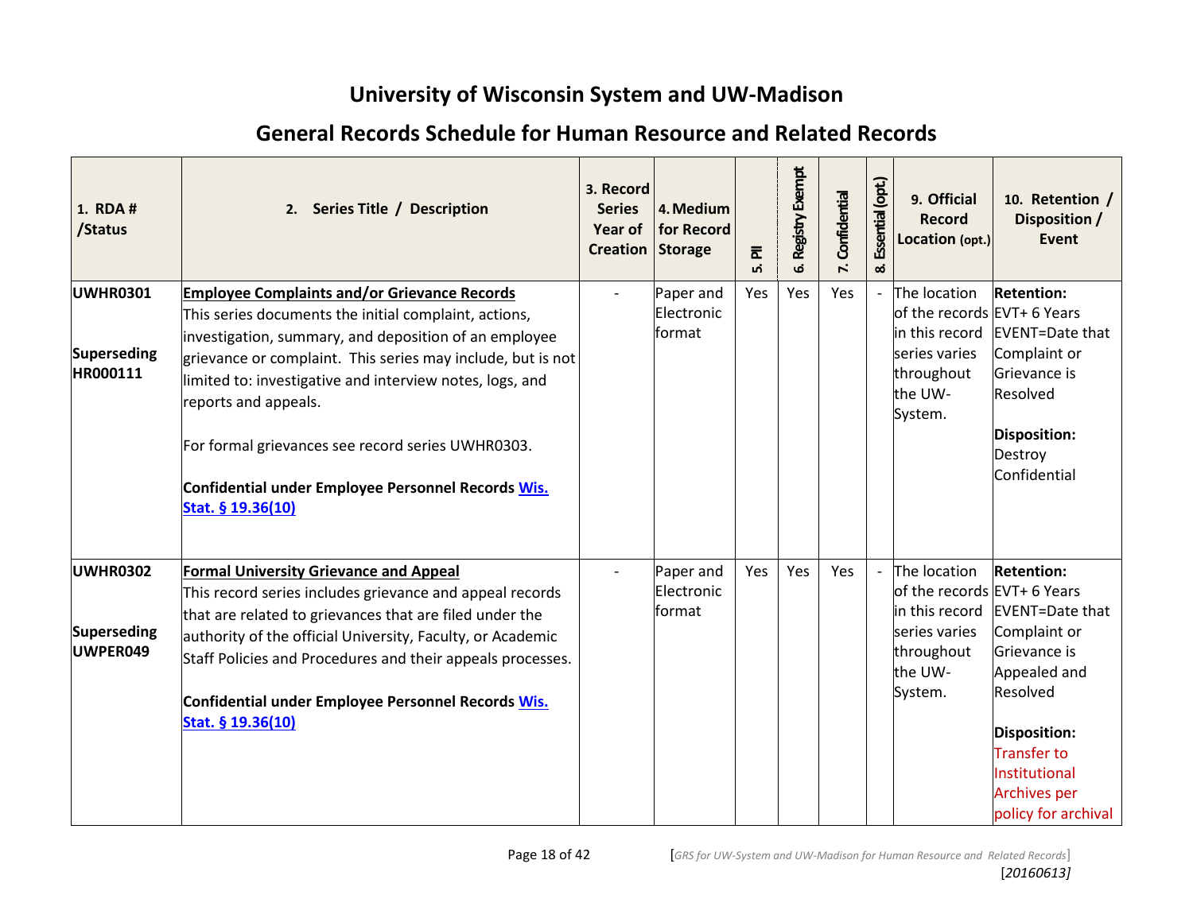# University of Wisconsin System and UW-Madison

## General Records Schedule for Human Resource and Related Records

| 1. RDA # /Status | 2. Series Title / Description | 3. Record Series Year of Creation | 4. Medium for Record Storage | 5. PII | 6. Registry Exempt | 7. Confidential | 8. Essential (opt.) | 9. Official Record Location (opt.) | 10. Retention / Disposition / Event |
|---|---|---|---|---|---|---|---|---|---|
| **UWHR0301**<br><br>**Superseding HR000111** | **Employee Complaints and/or Grievance Records**<br>This series documents the initial complaint, actions, investigation, summary, and deposition of an employee grievance or complaint. This series may include, but is not limited to: investigative and interview notes, logs, and reports and appeals.<br><br>For formal grievances see record series UWHR0303.<br><br>**Confidential under Employee Personnel Records Wis. Stat. § 19.36(10)** | - | Paper and Electronic format | Yes | Yes | Yes | - | The location of the records in this record series varies throughout the UW-System. | **Retention:**<br>EVT+ 6 Years<br>EVENT=Date that Complaint or Grievance is Resolved<br><br>**Disposition:**<br>Destroy Confidential |
| **UWHR0302**<br><br>**Superseding UWPER049** | **Formal University Grievance and Appeal**<br>This record series includes grievance and appeal records that are related to grievances that are filed under the authority of the official University, Faculty, or Academic Staff Policies and Procedures and their appeals processes.<br><br>**Confidential under Employee Personnel Records Wis. Stat. § 19.36(10)** | - | Paper and Electronic format | Yes | Yes | Yes | - | The location of the records in this record series varies throughout the UW-System. | **Retention:**<br>EVT+ 6 Years<br>EVENT=Date that Complaint or Grievance is Appealed and Resolved<br><br>**Disposition:**<br>Transfer to Institutional Archives per policy for archival |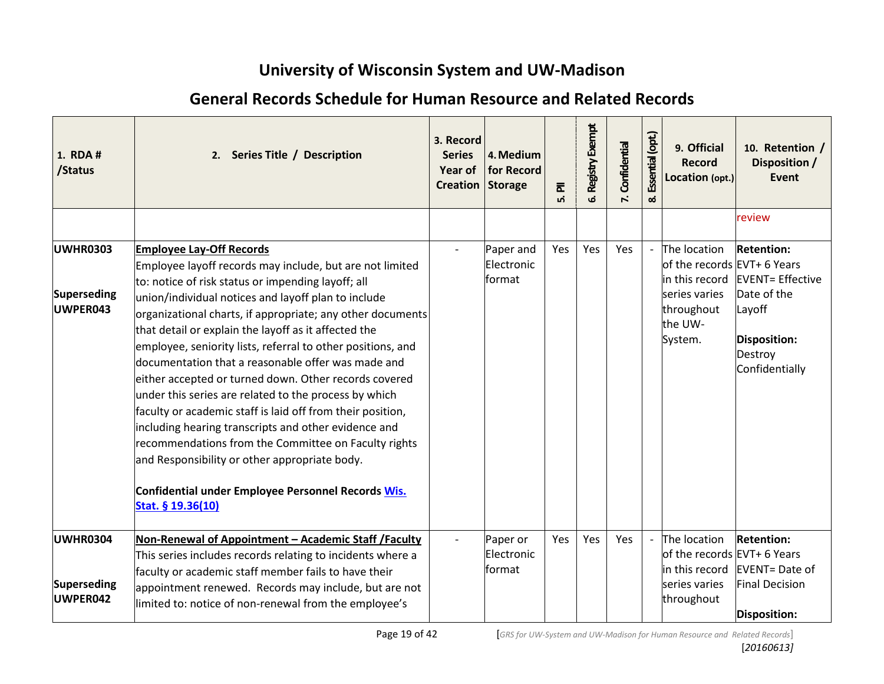# University of Wisconsin System and UW-Madison

## General Records Schedule for Human Resource and Related Records

| 1. RDA # /Status | 2. Series Title / Description | 3. Record Series Year of Creation | 4. Medium for Record Storage | 5. PII | 6. Registry Exempt | 7. Confidential | 8. Essential (opt.) | 9. Official Record Location (opt.) | 10. Retention / Disposition / Event |
|---|---|---|---|---|---|---|---|---|---|
| | | | | | | | | | review |
| **UWHR0303**<br><br>**Superseding UWPER043** | **Employee Lay-Off Records**<br>Employee layoff records may include, but are not limited to: notice of risk status or impending layoff; all union/individual notices and layoff plan to include organizational charts, if appropriate; any other documents that detail or explain the layoff as it affected the employee, seniority lists, referral to other positions, and documentation that a reasonable offer was made and either accepted or turned down. Other records covered under this series are related to the process by which faculty or academic staff is laid off from their position, including hearing transcripts and other evidence and recommendations from the Committee on Faculty rights and Responsibility or other appropriate body.<br><br>**Confidential under Employee Personnel Records Wis. Stat. § 19.36(10)** | - | Paper and Electronic format | Yes | Yes | Yes | - | The location of the records in this record series varies throughout the UW-System. | **Retention:** EVT+ 6 Years EVENT= Effective Date of the Layoff<br><br>**Disposition:** Destroy Confidentially |
| **UWHR0304**<br><br>**Superseding UWPER042** | **Non-Renewal of Appointment – Academic Staff /Faculty**<br>This series includes records relating to incidents where a faculty or academic staff member fails to have their appointment renewed. Records may include, but are not limited to: notice of non-renewal from the employee's | - | Paper or Electronic format | Yes | Yes | Yes | - | The location of the records in this record series varies throughout | **Retention:** EVT+ 6 Years EVENT= Date of Final Decision<br><br>**Disposition:** |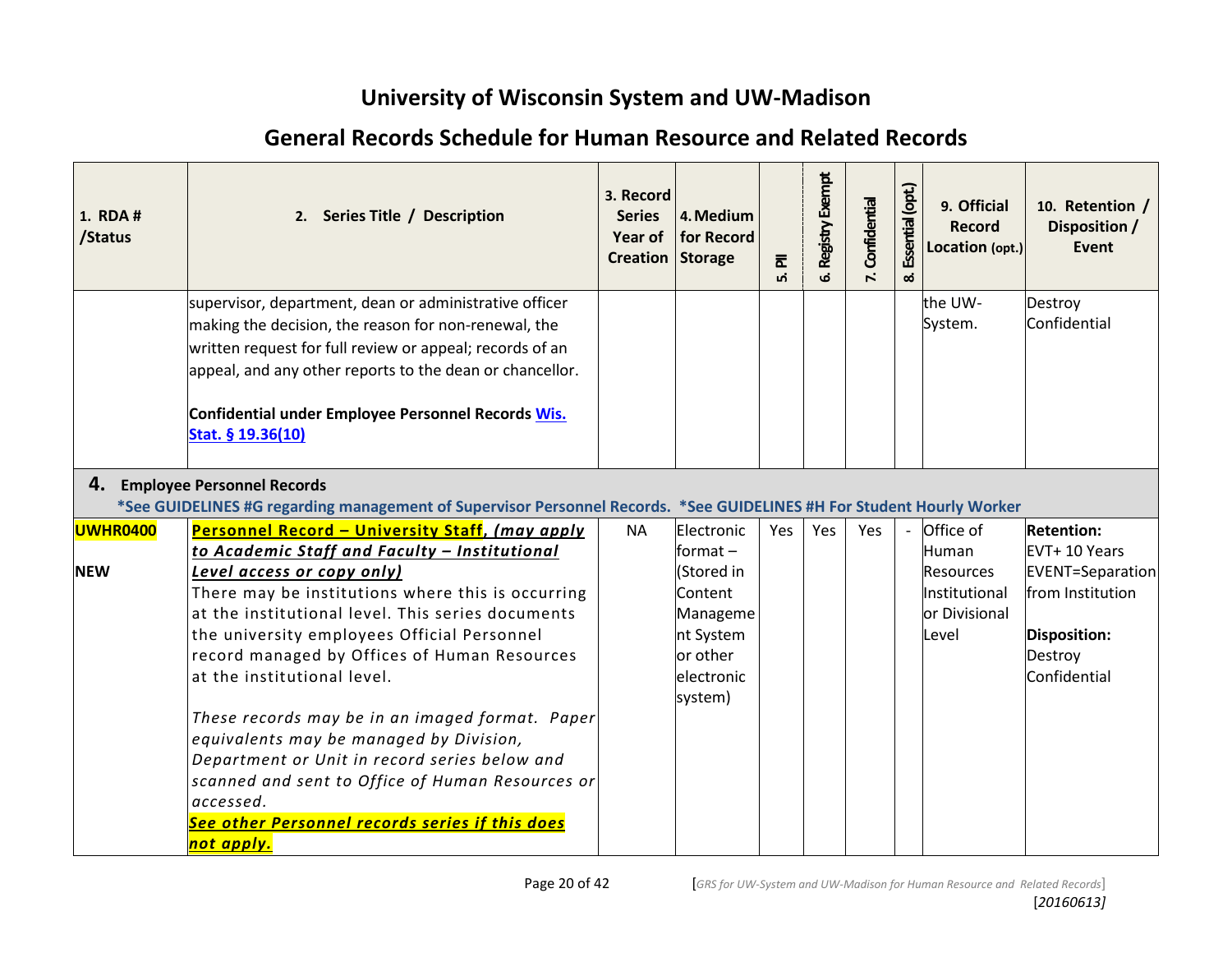# University of Wisconsin System and UW-Madison

## General Records Schedule for Human Resource and Related Records

| 1. RDA # /Status | 2. Series Title / Description | 3. Record Series Year of Creation | 4. Medium for Record Storage | 5. PII | 6. Registry Exempt | 7. Confidential | 8. Essential (opt.) | 9. Official Record Location (opt.) | 10. Retention / Disposition / Event |
|---|---|---|---|---|---|---|---|---|---|
| | supervisor, department, dean or administrative officer making the decision, the reason for non-renewal, the written request for full review or appeal; records of an appeal, and any other reports to the dean or chancellor.<br><br>**Confidential under Employee Personnel Records [Wis. Stat. § 19.36(10)]** | | | | | | | the UW-System. | Destroy Confidential |
| **4. Employee Personnel Records**<br>***See GUIDELINES #G regarding management of Supervisor Personnel Records. *See GUIDELINES #H For Student Hourly Worker** | | | | | | | | | |
| **UWHR0400**<br><br>**NEW** | ***Personnel Record – University Staff, (may apply to Academic Staff and Faculty – Institutional Level access or copy only)***<br>There may be institutions where this is occurring at the institutional level. This series documents the university employees Official Personnel record managed by Offices of Human Resources at the institutional level.<br><br>*These records may be in an imaged format. Paper equivalents may be managed by Division, Department or Unit in record series below and scanned and sent to Office of Human Resources or accessed.*<br>***See other Personnel records series if this does not apply.*** | NA | Electronic format – (Stored in Content Management System or other electronic system) | Yes | Yes | Yes | - | Office of Human Resources Institutional or Divisional Level | **Retention:**<br>EVT+ 10 Years<br>EVENT=Separation from Institution<br><br>**Disposition:**<br>Destroy Confidential |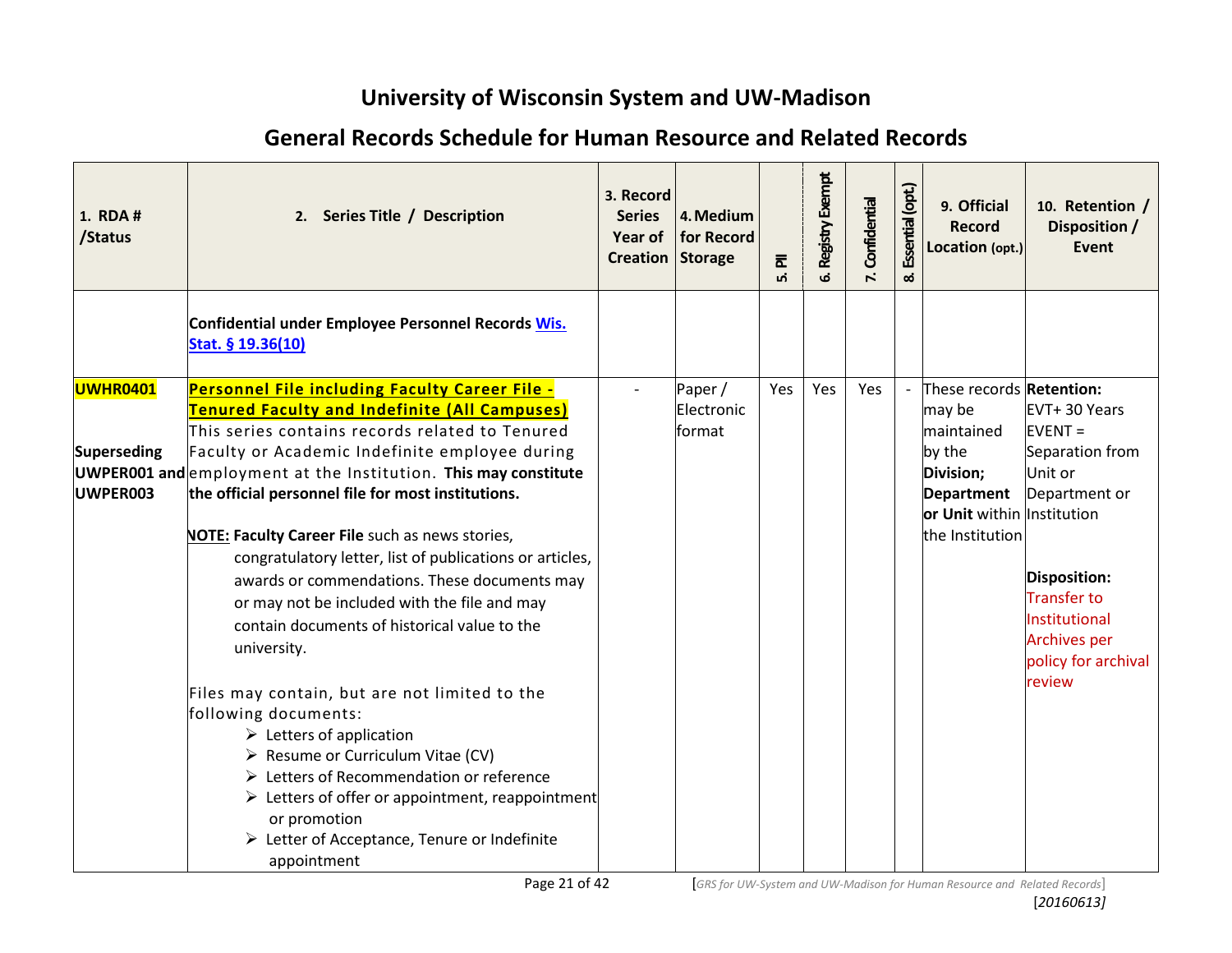# University of Wisconsin System and UW-Madison

## General Records Schedule for Human Resource and Related Records

| 1. RDA # /Status | 2. Series Title / Description | 3. Record Series Year of Creation | 4. Medium for Record Storage | 5. PII | 6. Registry Exempt | 7. Confidential | 8. Essential (opt.) | 9. Official Record Location (opt.) | 10. Retention / Disposition / Event |
|---|---|---|---|---|---|---|---|---|---|
| | **Confidential under Employee Personnel Records Wis. Stat. § 19.36(10)** | | | | | | | | |
| **UWHR0401**<br><br>**Superseding UWPER001 and UWPER003** | **Personnel File including Faculty Career File - Tenured Faculty and Indefinite (All Campuses)**<br>This series contains records related to Tenured Faculty or Academic Indefinite employee during employment at the Institution. **This may constitute the official personnel file for most institutions.**<br><br>**NOTE: Faculty Career File** such as news stories, congratulatory letter, list of publications or articles, awards or commendations. These documents may or may not be included with the file and may contain documents of historical value to the university.<br><br>Files may contain, but are not limited to the following documents:<br>➢ Letters of application<br>➢ Resume or Curriculum Vitae (CV)<br>➢ Letters of Recommendation or reference<br>➢ Letters of offer or appointment, reappointment or promotion<br>➢ Letter of Acceptance, Tenure or Indefinite appointment | - | Paper / Electronic format | Yes | Yes | Yes | - | These records may be maintained by the **Division; Department or Unit** within the Institution | **Retention:**<br>EVT+ 30 Years<br>EVENT = Separation from Unit or Department or Institution<br><br>**Disposition:**<br>Transfer to Institutional Archives per policy for archival review |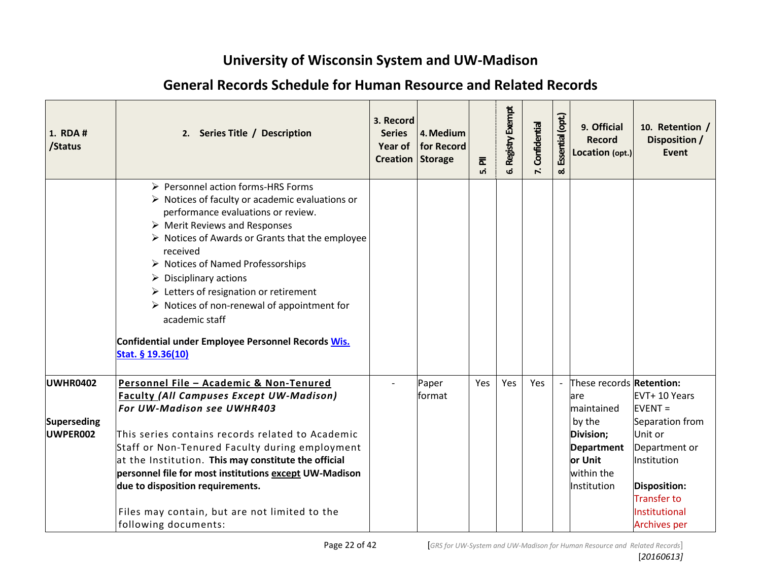# University of Wisconsin System and UW-Madison

## General Records Schedule for Human Resource and Related Records

| 1. RDA # /Status | 2. Series Title / Description | 3. Record Series Year of Creation | 4. Medium for Record Storage | 5. PII | 6. Registry Exempt | 7. Confidential | 8. Essential (opt.) | 9. Official Record Location (opt.) | 10. Retention / Disposition / Event |
|---|---|---|---|---|---|---|---|---|---|
| | ➢ Personnel action forms-HRS Forms<br>➢ Notices of faculty or academic evaluations or performance evaluations or review.<br>➢ Merit Reviews and Responses<br>➢ Notices of Awards or Grants that the employee received<br>➢ Notices of Named Professorships<br>➢ Disciplinary actions<br>➢ Letters of resignation or retirement<br>➢ Notices of non-renewal of appointment for academic staff<br><br>**Confidential under Employee Personnel Records [Wis. Stat. § 19.36(10)]** | | | | | | | | |
| **UWHR0402**<br><br>**Superseding UWPER002** | **Personnel File – Academic & Non-Tenured Faculty *(All Campuses Except UW-Madison) For UW-Madison see UWHR403***<br><br>This series contains records related to Academic Staff or Non-Tenured Faculty during employment at the Institution. **This may constitute the official personnel file for most institutions except UW-Madison due to disposition requirements.**<br><br>Files may contain, but are not limited to the following documents: | - | Paper format | Yes | Yes | Yes | - | These records are maintained by the **Division; Department or Unit** within the Institution | **Retention:**<br>EVT+ 10 Years<br>EVENT = Separation from Unit or Department or Institution<br><br>**Disposition:**<br>Transfer to Institutional Archives per |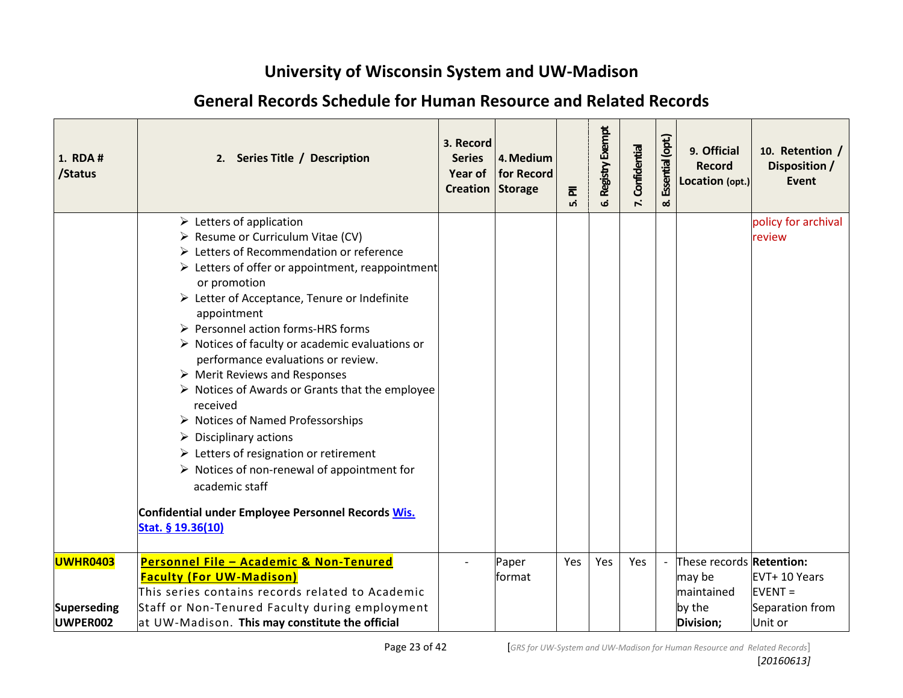# University of Wisconsin System and UW-Madison

## General Records Schedule for Human Resource and Related Records

| 1. RDA # /Status | 2. Series Title / Description | 3. Record Series Year of Creation | 4. Medium for Record Storage | 5. PII | 6. Registry Exempt | 7. Confidential | 8. Essential (opt.) | 9. Official Record Location (opt.) | 10. Retention / Disposition / Event |
|---|---|---|---|---|---|---|---|---|---|
| | ➢ Letters of application<br>➢ Resume or Curriculum Vitae (CV)<br>➢ Letters of Recommendation or reference<br>➢ Letters of offer or appointment, reappointment or promotion<br>➢ Letter of Acceptance, Tenure or Indefinite appointment<br>➢ Personnel action forms-HRS forms<br>➢ Notices of faculty or academic evaluations or performance evaluations or review.<br>➢ Merit Reviews and Responses<br>➢ Notices of Awards or Grants that the employee received<br>➢ Notices of Named Professorships<br>➢ Disciplinary actions<br>➢ Letters of resignation or retirement<br>➢ Notices of non-renewal of appointment for academic staff<br><br>**Confidential under Employee Personnel Records [Wis. Stat. § 19.36(10)]** | | | | | | | | policy for archival review |
| **UWHR0403**<br><br>**Superseding UWPER002** | **Personnel File – Academic & Non-Tenured Faculty (For UW-Madison)**<br>This series contains records related to Academic Staff or Non-Tenured Faculty during employment at UW-Madison. **This may constitute the official** | - | Paper format | Yes | Yes | Yes | - | These records may be maintained by the **Division;** | **Retention:**<br>EVT+ 10 Years<br>EVENT = Separation from Unit or |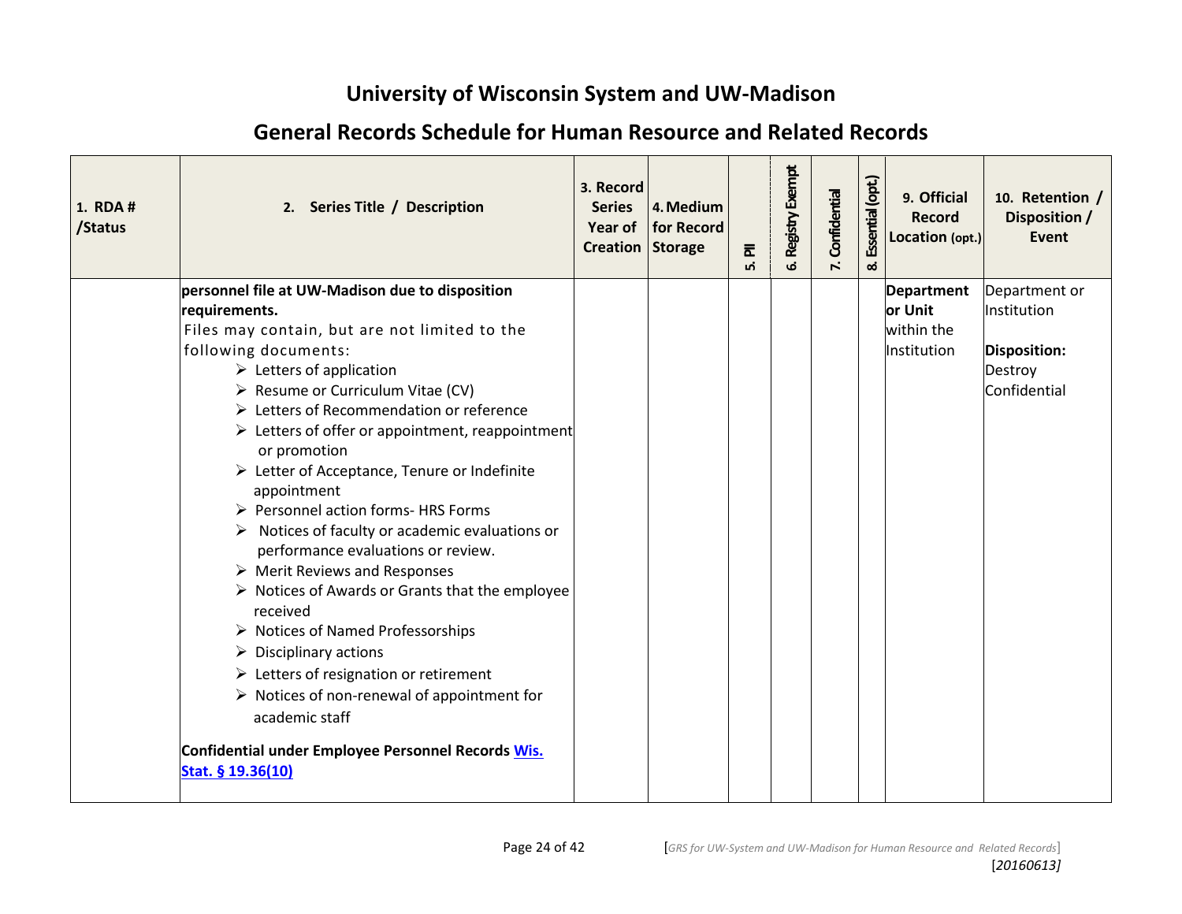## University of Wisconsin System and UW-Madison

## General Records Schedule for Human Resource and Related Records

| 1. RDA # /Status | 2. Series Title / Description | 3. Record Series Year of Creation | 4. Medium for Record Storage | 5. PII | 6. Registry Exempt | 7. Confidential | 8. Essential (opt.) | 9. Official Record Location (opt.) | 10. Retention / Disposition / Event |
|---|---|---|---|---|---|---|---|---|---|
| | **personnel file at UW-Madison due to disposition requirements.**<br>Files may contain, but are not limited to the following documents:<br>➢ Letters of application<br>➢ Resume or Curriculum Vitae (CV)<br>➢ Letters of Recommendation or reference<br>➢ Letters of offer or appointment, reappointment or promotion<br>➢ Letter of Acceptance, Tenure or Indefinite appointment<br>➢ Personnel action forms- HRS Forms<br>➢ Notices of faculty or academic evaluations or performance evaluations or review.<br>➢ Merit Reviews and Responses<br>➢ Notices of Awards or Grants that the employee received<br>➢ Notices of Named Professorships<br>➢ Disciplinary actions<br>➢ Letters of resignation or retirement<br>➢ Notices of non-renewal of appointment for academic staff<br><br>**Confidential under Employee Personnel Records Wis. Stat. § 19.36(10)** | | | | | | | **Department or Unit** within the Institution | Department or Institution<br><br>**Disposition:** Destroy Confidential |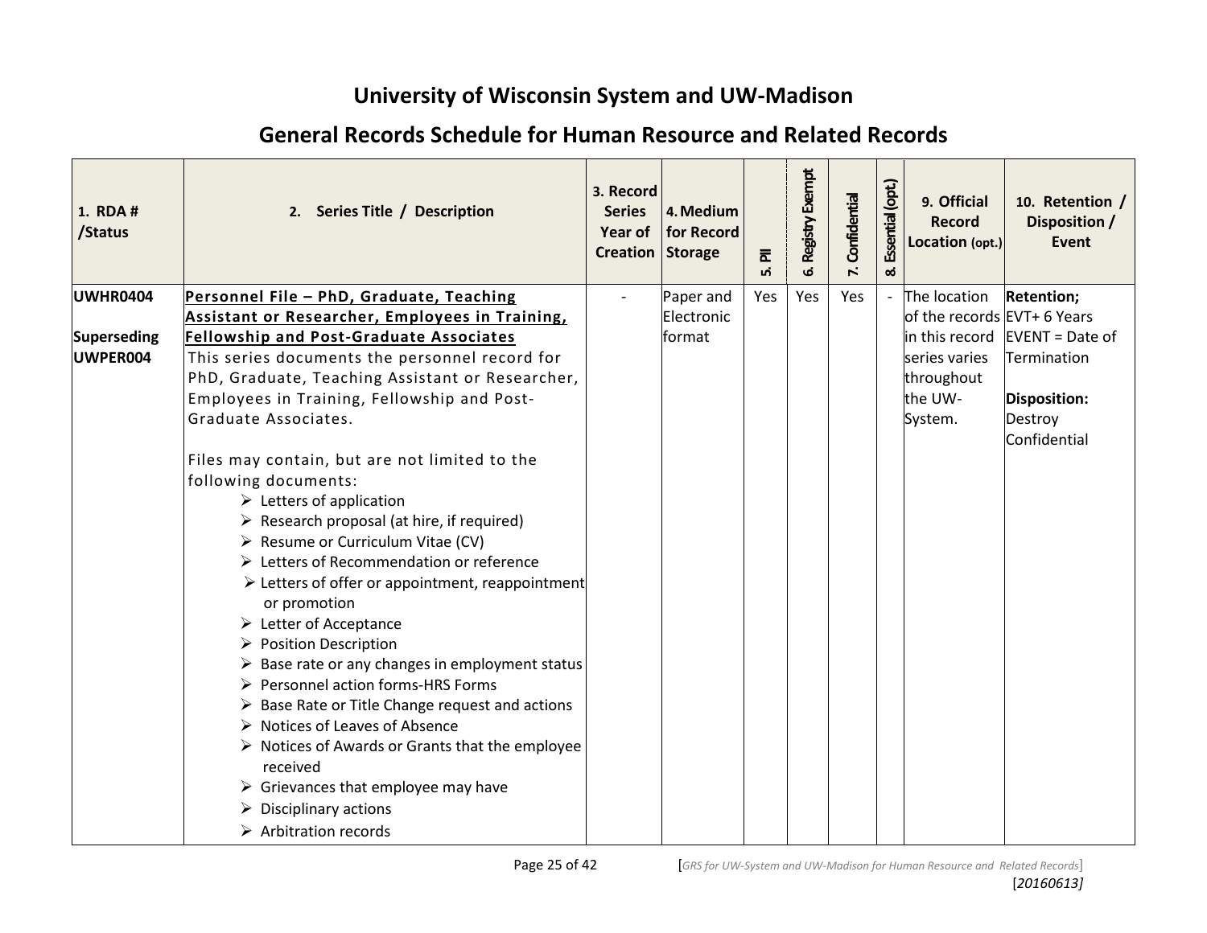# University of Wisconsin System and UW-Madison

## General Records Schedule for Human Resource and Related Records

| 1. RDA # /Status | 2. Series Title / Description | 3. Record Series Year of Creation | 4. Medium for Record Storage | 5. PII | 6. Registry Exempt | 7. Confidential | 8. Essential (opt.) | 9. Official Record Location (opt.) | 10. Retention / Disposition / Event |
|---|---|---|---|---|---|---|---|---|---|
| **UWHR0404**<br><br>**Superseding UWPER004** | **Personnel File – PhD, Graduate, Teaching Assistant or Researcher, Employees in Training, Fellowship and Post-Graduate Associates**<br>This series documents the personnel record for PhD, Graduate, Teaching Assistant or Researcher, Employees in Training, Fellowship and Post-Graduate Associates.<br><br>Files may contain, but are not limited to the following documents:<br>➢ Letters of application<br>➢ Research proposal (at hire, if required)<br>➢ Resume or Curriculum Vitae (CV)<br>➢ Letters of Recommendation or reference<br>➢ Letters of offer or appointment, reappointment or promotion<br>➢ Letter of Acceptance<br>➢ Position Description<br>➢ Base rate or any changes in employment status<br>➢ Personnel action forms-HRS Forms<br>➢ Base Rate or Title Change request and actions<br>➢ Notices of Leaves of Absence<br>➢ Notices of Awards or Grants that the employee received<br>➢ Grievances that employee may have<br>➢ Disciplinary actions<br>➢ Arbitration records | - | Paper and Electronic format | Yes | Yes | Yes | - | The location of the records in this record series varies throughout the UW-System. | **Retention;**<br>EVT+ 6 Years<br>EVENT = Date of Termination<br><br>**Disposition:**<br>Destroy Confidential |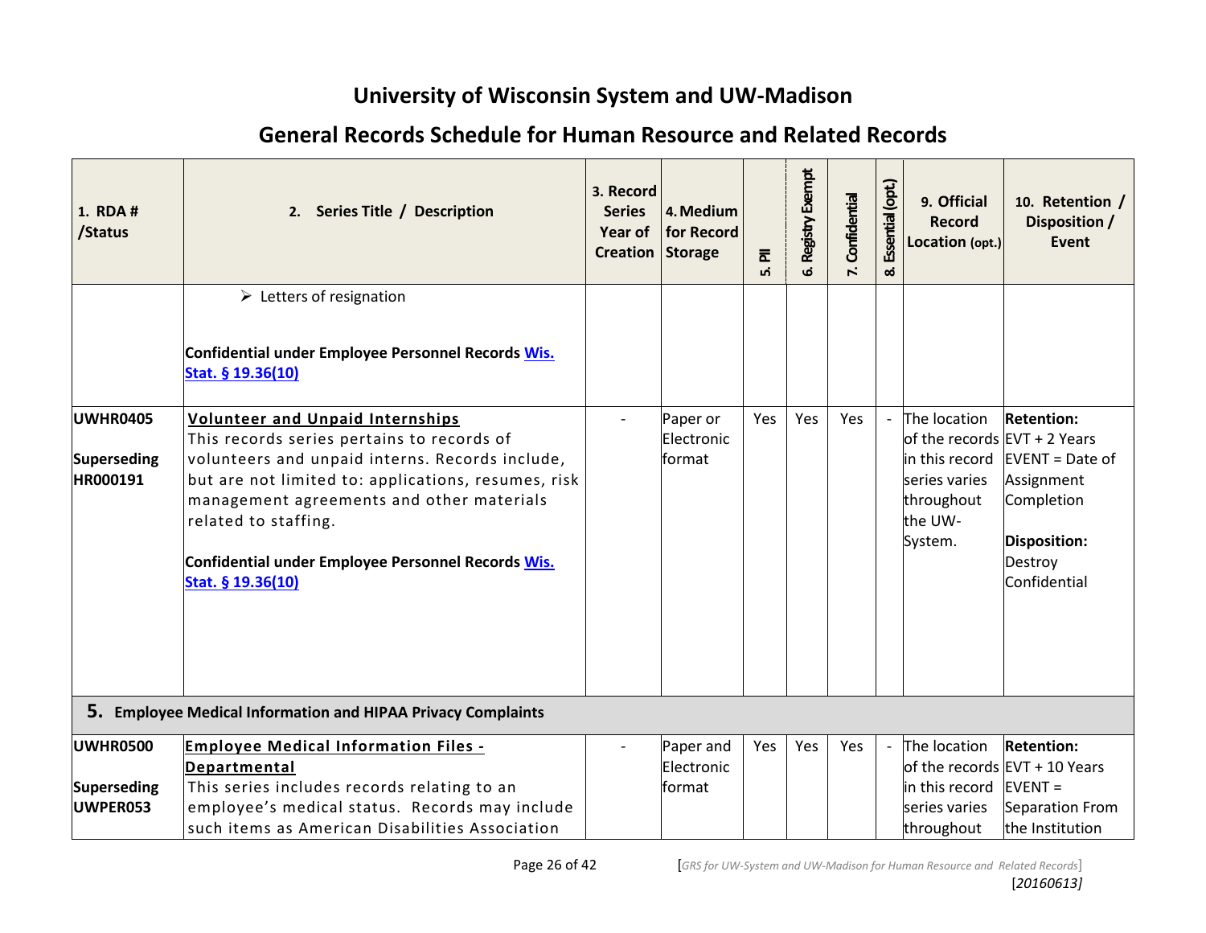# University of Wisconsin System and UW-Madison

## General Records Schedule for Human Resource and Related Records

| 1. RDA # /Status | 2. Series Title / Description | 3. Record Series Year of Creation | 4. Medium for Record Storage | 5. PII | 6. Registry Exempt | 7. Confidential | 8. Essential (opt.) | 9. Official Record Location (opt.) | 10. Retention / Disposition / Event |
|---|---|---|---|---|---|---|---|---|---|
| | ➢ Letters of resignation<br><br>**Confidential under Employee Personnel Records [Wis. Stat. § 19.36(10)]** | | | | | | | | |
| **UWHR0405**<br><br>**Superseding HR000191** | **Volunteer and Unpaid Internships**<br>This records series pertains to records of volunteers and unpaid interns. Records include, but are not limited to: applications, resumes, risk management agreements and other materials related to staffing.<br><br>**Confidential under Employee Personnel Records [Wis. Stat. § 19.36(10)]** | - | Paper or Electronic format | Yes | Yes | Yes | - | The location of the records in this record series varies throughout the UW-System. | **Retention:**<br>EVT + 2 Years<br>EVENT = Date of Assignment Completion<br><br>**Disposition:**<br>Destroy Confidential |
| **5. Employee Medical Information and HIPAA Privacy Complaints** | | | | | | | | | |
| **UWHR0500**<br><br>**Superseding UWPER053** | **Employee Medical Information Files - Departmental**<br>This series includes records relating to an employee's medical status. Records may include such items as American Disabilities Association | - | Paper and Electronic format | Yes | Yes | Yes | - | The location of the records in this record series varies throughout | **Retention:**<br>EVT + 10 Years<br>EVENT = Separation From the Institution |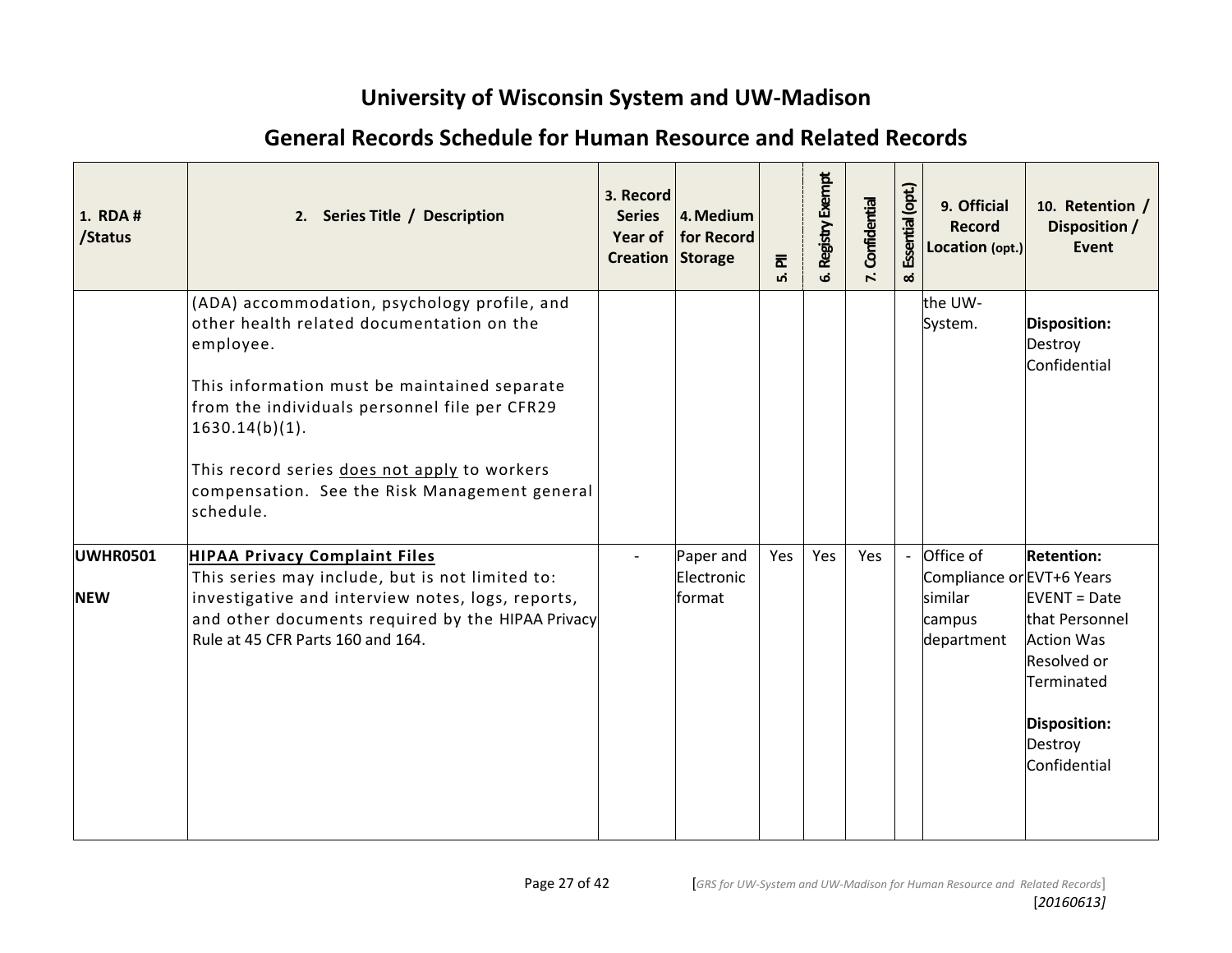# University of Wisconsin System and UW-Madison

## General Records Schedule for Human Resource and Related Records

| 1. RDA # /Status | 2. Series Title / Description | 3. Record Series Year of Creation | 4. Medium for Record Storage | 5. PII | 6. Registry Exempt | 7. Confidential | 8. Essential (opt.) | 9. Official Record Location (opt.) | 10. Retention / Disposition / Event |
|---|---|---|---|---|---|---|---|---|---|
| | (ADA) accommodation, psychology profile, and other health related documentation on the employee.<br><br>This information must be maintained separate from the individuals personnel file per CFR29 1630.14(b)(1).<br><br>This record series <u>does not apply</u> to workers compensation. See the Risk Management general schedule. | | | | | | | the UW-System. | **Disposition:** Destroy Confidential |
| **UWHR0501**<br><br>**NEW** | **<u>HIPAA Privacy Complaint Files</u>**<br>This series may include, but is not limited to: investigative and interview notes, logs, reports, and other documents required by the HIPAA Privacy Rule at 45 CFR Parts 160 and 164. | - | Paper and Electronic format | Yes | Yes | Yes | - | Office of Compliance or similar campus department | **Retention:** EVT+6 Years EVENT = Date that Personnel Action Was Resolved or Terminated<br><br>**Disposition:** Destroy Confidential |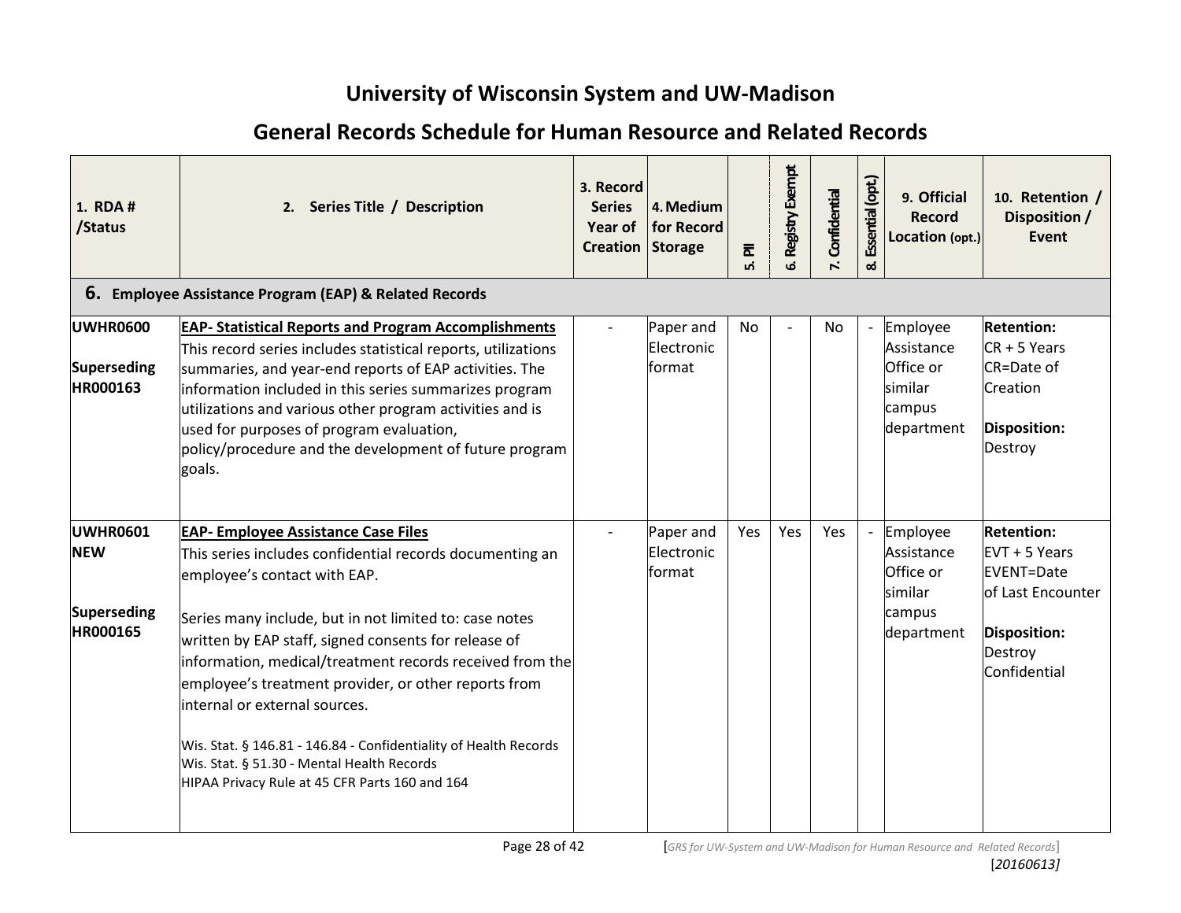# University of Wisconsin System and UW-Madison

## General Records Schedule for Human Resource and Related Records

| 1. RDA # /Status | 2. Series Title / Description | 3. Record Series Year of Creation | 4. Medium for Record Storage | 5. PII | 6. Registry Exempt | 7. Confidential | 8. Essential (opt.) | 9. Official Record Location (opt.) | 10. Retention / Disposition / Event |
|---|---|---|---|---|---|---|---|---|---|
| **6. Employee Assistance Program (EAP) & Related Records** | | | | | | | | | |
| **UWHR0600**<br><br>**Superseding HR000163** | **EAP- Statistical Reports and Program Accomplishments**<br>This record series includes statistical reports, utilizations summaries, and year-end reports of EAP activities. The information included in this series summarizes program utilizations and various other program activities and is used for purposes of program evaluation, policy/procedure and the development of future program goals. | - | Paper and Electronic format | No | - | No | - | Employee Assistance Office or similar campus department | **Retention:**<br>CR + 5 Years<br>CR=Date of Creation<br><br>**Disposition:**<br>Destroy |
| **UWHR0601**<br>**NEW**<br><br>**Superseding HR000165** | **EAP- Employee Assistance Case Files**<br>This series includes confidential records documenting an employee's contact with EAP.<br><br>Series many include, but in not limited to: case notes written by EAP staff, signed consents for release of information, medical/treatment records received from the employee's treatment provider, or other reports from internal or external sources.<br><br>Wis. Stat. § 146.81 - 146.84 - Confidentiality of Health Records<br>Wis. Stat. § 51.30 - Mental Health Records<br>HIPAA Privacy Rule at 45 CFR Parts 160 and 164 | - | Paper and Electronic format | Yes | Yes | Yes | - | Employee Assistance Office or similar campus department | **Retention:**<br>EVT + 5 Years<br>EVENT=Date of Last Encounter<br><br>**Disposition:**<br>Destroy Confidential |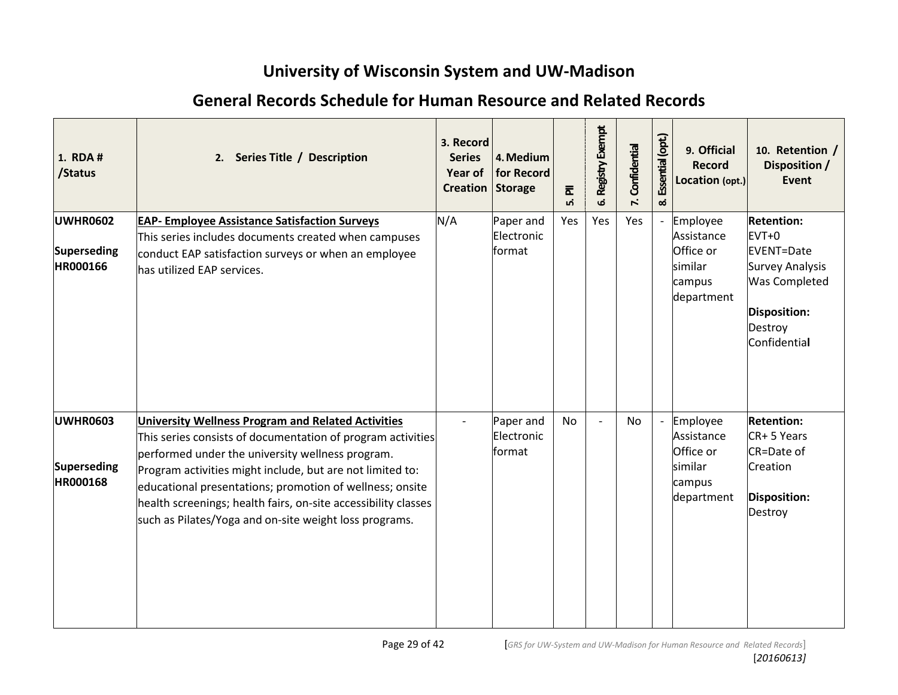# University of Wisconsin System and UW-Madison

## General Records Schedule for Human Resource and Related Records

| 1. RDA # /Status | 2. Series Title / Description | 3. Record Series Year of Creation | 4. Medium for Record Storage | 5. PII | 6. Registry Exempt | 7. Confidential | 8. Essential (opt.) | 9. Official Record Location (opt.) | 10. Retention / Disposition / Event |
|---|---|---|---|---|---|---|---|---|---|
| **UWHR0602** <br><br> **Superseding HR000166** | **EAP- Employee Assistance Satisfaction Surveys** <br> This series includes documents created when campuses conduct EAP satisfaction surveys or when an employee has utilized EAP services. | N/A | Paper and Electronic format | Yes | Yes | Yes | - | Employee Assistance Office or similar campus department | **Retention:** <br> EVT+0 <br> EVENT=Date Survey Analysis Was Completed <br><br> **Disposition:** <br> Destroy Confidential |
| **UWHR0603** <br><br> **Superseding HR000168** | **University Wellness Program and Related Activities** <br> This series consists of documentation of program activities performed under the university wellness program. Program activities might include, but are not limited to: educational presentations; promotion of wellness; onsite health screenings; health fairs, on-site accessibility classes such as Pilates/Yoga and on-site weight loss programs. | - | Paper and Electronic format | No | - | No | - | Employee Assistance Office or similar campus department | **Retention:** <br> CR+ 5 Years <br> CR=Date of Creation <br><br> **Disposition:** <br> Destroy |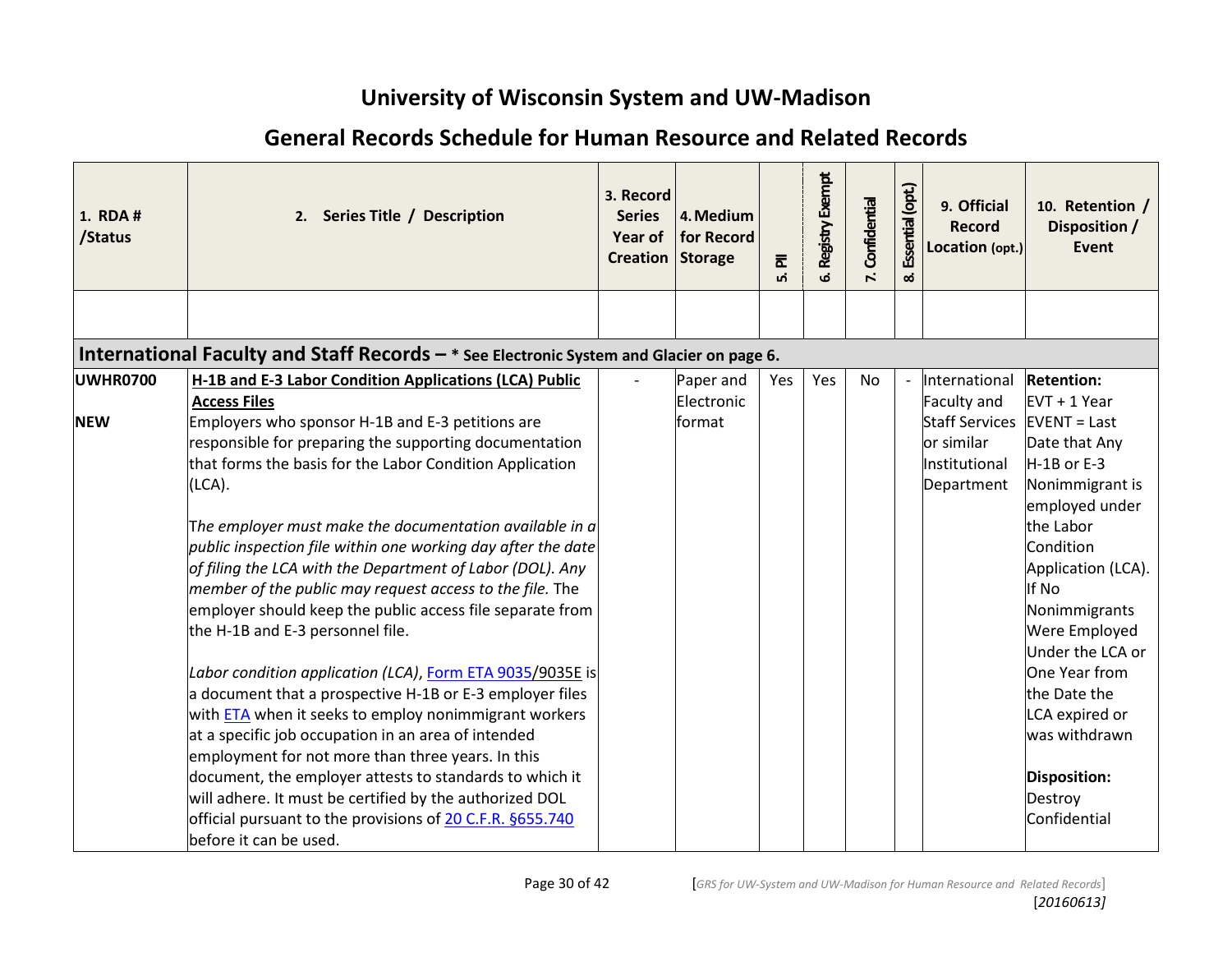# University of Wisconsin System and UW-Madison

## General Records Schedule for Human Resource and Related Records

| 1. RDA # /Status | 2. Series Title / Description | 3. Record Series Year of Creation | 4. Medium for Record Storage | 5. PII | 6. Registry Exempt | 7. Confidential | 8. Essential (opt.) | 9. Official Record Location (opt.) | 10. Retention / Disposition / Event |
|---|---|---|---|---|---|---|---|---|---|
| | | | | | | | | | |
| **International Faculty and Staff Records – * See Electronic System and Glacier on page 6.** | | | | | | | | | |
| **UWHR0700** <br><br> **NEW** | **H-1B and E-3 Labor Condition Applications (LCA) Public Access Files** <br> Employers who sponsor H-1B and E-3 petitions are responsible for preparing the supporting documentation that forms the basis for the Labor Condition Application (LCA). <br><br> *The employer must make the documentation available in a public inspection file within one working day after the date of filing the LCA with the Department of Labor (DOL). Any member of the public may request access to the file.* The employer should keep the public access file separate from the H-1B and E-3 personnel file. <br><br> *Labor condition application (LCA)*, Form ETA 9035/9035E is a document that a prospective H-1B or E-3 employer files with ETA when it seeks to employ nonimmigrant workers at a specific job occupation in an area of intended employment for not more than three years. In this document, the employer attests to standards to which it will adhere. It must be certified by the authorized DOL official pursuant to the provisions of 20 C.F.R. §655.740 before it can be used. | - | Paper and Electronic format | Yes | Yes | No | - | International Faculty and Staff Services or similar Institutional Department | **Retention:** <br> EVT + 1 Year <br> EVENT = Last Date that Any H-1B or E-3 Nonimmigrant is employed under the Labor Condition Application (LCA). If No Nonimmigrants Were Employed Under the LCA or One Year from the Date the LCA expired or was withdrawn <br><br> **Disposition:** <br> Destroy Confidential |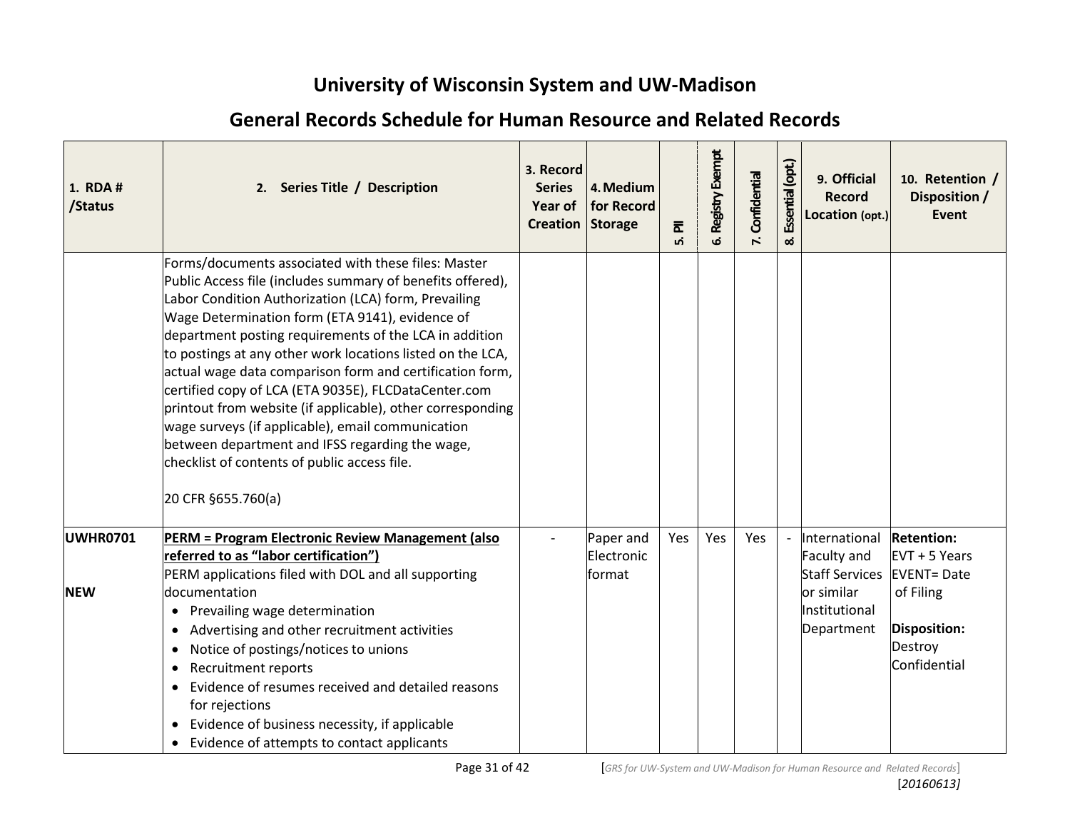# University of Wisconsin System and UW-Madison

## General Records Schedule for Human Resource and Related Records

| 1. RDA # /Status | 2. Series Title / Description | 3. Record Series Year of Creation | 4. Medium for Record Storage | 5. PII | 6. Registry Exempt | 7. Confidential | 8. Essential (opt.) | 9. Official Record Location (opt.) | 10. Retention / Disposition / Event |
|---|---|---|---|---|---|---|---|---|---|
| | Forms/documents associated with these files: Master Public Access file (includes summary of benefits offered), Labor Condition Authorization (LCA) form, Prevailing Wage Determination form (ETA 9141), evidence of department posting requirements of the LCA in addition to postings at any other work locations listed on the LCA, actual wage data comparison form and certification form, certified copy of LCA (ETA 9035E), FLCDataCenter.com printout from website (if applicable), other corresponding wage surveys (if applicable), email communication between department and IFSS regarding the wage, checklist of contents of public access file.<br><br>20 CFR §655.760(a) | | | | | | | | |
| **UWHR0701**<br><br>**NEW** | **PERM = Program Electronic Review Management (also referred to as "labor certification")**<br>PERM applications filed with DOL and all supporting documentation<br>• Prevailing wage determination<br>• Advertising and other recruitment activities<br>• Notice of postings/notices to unions<br>• Recruitment reports<br>• Evidence of resumes received and detailed reasons for rejections<br>• Evidence of business necessity, if applicable<br>• Evidence of attempts to contact applicants | - | Paper and Electronic format | Yes | Yes | Yes | - | International Faculty and Staff Services or similar Institutional Department | **Retention:**<br>EVT + 5 Years<br>EVENT= Date of Filing<br><br>**Disposition:**<br>Destroy Confidential |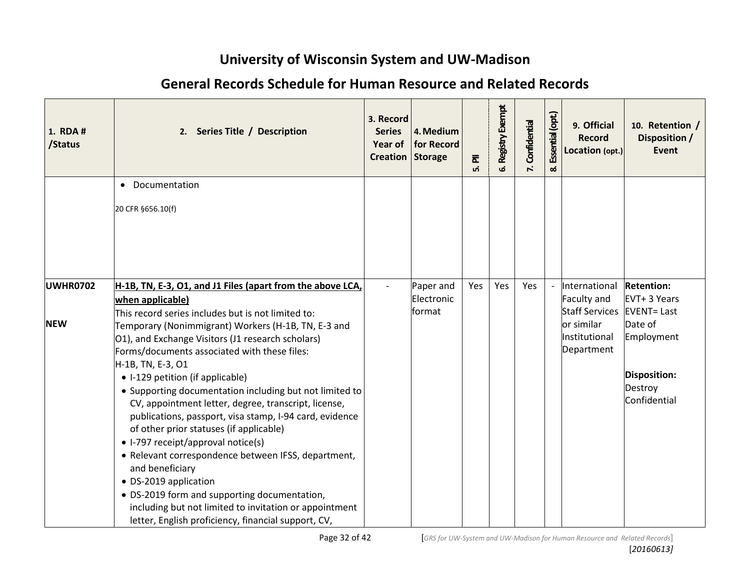# University of Wisconsin System and UW-Madison

## General Records Schedule for Human Resource and Related Records

| 1. RDA # /Status | 2. Series Title / Description | 3. Record Series Year of Creation | 4. Medium for Record Storage | 5. PII | 6. Registry Exempt | 7. Confidential | 8. Essential (opt.) | 9. Official Record Location (opt.) | 10. Retention / Disposition / Event |
|---|---|---|---|---|---|---|---|---|---|
| | • Documentation<br><br>20 CFR §656.10(f) | | | | | | | | |
| **UWHR0702**<br><br>**NEW** | **H-1B, TN, E-3, O1, and J1 Files (apart from the above LCA, when applicable)**<br>This record series includes but is not limited to: Temporary (Nonimmigrant) Workers (H-1B, TN, E-3 and O1), and Exchange Visitors (J1 research scholars)<br>Forms/documents associated with these files:<br>H-1B, TN, E-3, O1<br>• I-129 petition (if applicable)<br>• Supporting documentation including but not limited to CV, appointment letter, degree, transcript, license, publications, passport, visa stamp, I-94 card, evidence of other prior statuses (if applicable)<br>• I-797 receipt/approval notice(s)<br>• Relevant correspondence between IFSS, department, and beneficiary<br>• DS-2019 application<br>• DS-2019 form and supporting documentation, including but not limited to invitation or appointment letter, English proficiency, financial support, CV, | - | Paper and Electronic format | Yes | Yes | Yes | - | International Faculty and Staff Services or similar Institutional Department | **Retention:**<br>EVT+ 3 Years<br>EVENT= Last Date of Employment<br><br>**Disposition:**<br>Destroy Confidential |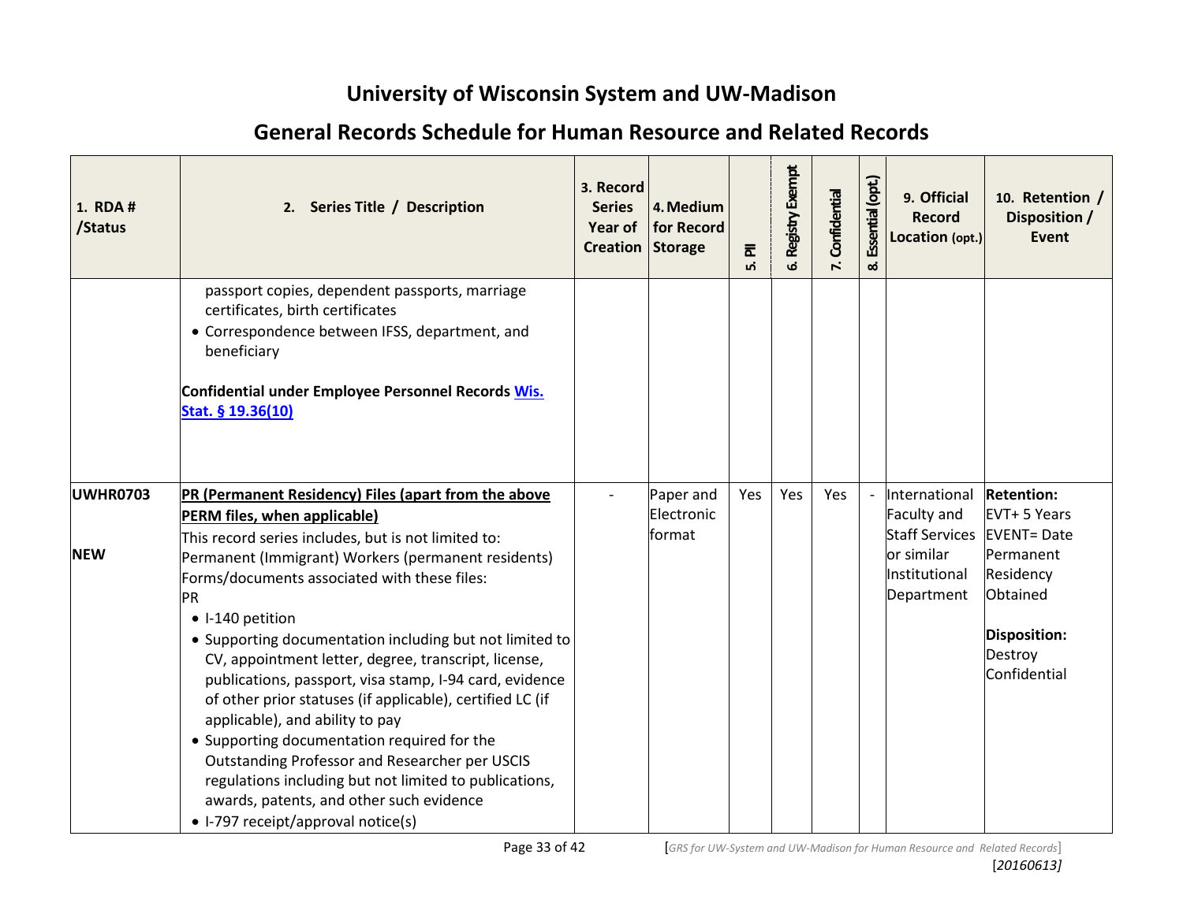# University of Wisconsin System and UW-Madison

## General Records Schedule for Human Resource and Related Records

| 1. RDA # /Status | 2. Series Title / Description | 3. Record Series Year of Creation | 4. Medium for Record Storage | 5. PII | 6. Registry Exempt | 7. Confidential | 8. Essential (opt.) | 9. Official Record Location (opt.) | 10. Retention / Disposition / Event |
|---|---|---|---|---|---|---|---|---|---|
| | passport copies, dependent passports, marriage certificates, birth certificates<br>• Correspondence between IFSS, department, and beneficiary<br><br>**Confidential under Employee Personnel Records [Wis. Stat. § 19.36(10)]** | | | | | | | | |
| **UWHR0703**<br><br>**NEW** | **PR (Permanent Residency) Files (apart from the above PERM files, when applicable)**<br>This record series includes, but is not limited to: Permanent (Immigrant) Workers (permanent residents)<br>Forms/documents associated with these files:<br>PR<br>• I-140 petition<br>• Supporting documentation including but not limited to CV, appointment letter, degree, transcript, license, publications, passport, visa stamp, I-94 card, evidence of other prior statuses (if applicable), certified LC (if applicable), and ability to pay<br>• Supporting documentation required for the Outstanding Professor and Researcher per USCIS regulations including but not limited to publications, awards, patents, and other such evidence<br>• I-797 receipt/approval notice(s) | - | Paper and Electronic format | Yes | Yes | Yes | - | International Faculty and Staff Services or similar Institutional Department | **Retention:**<br>EVT+ 5 Years<br>EVENT= Date Permanent Residency Obtained<br><br>**Disposition:**<br>Destroy Confidential |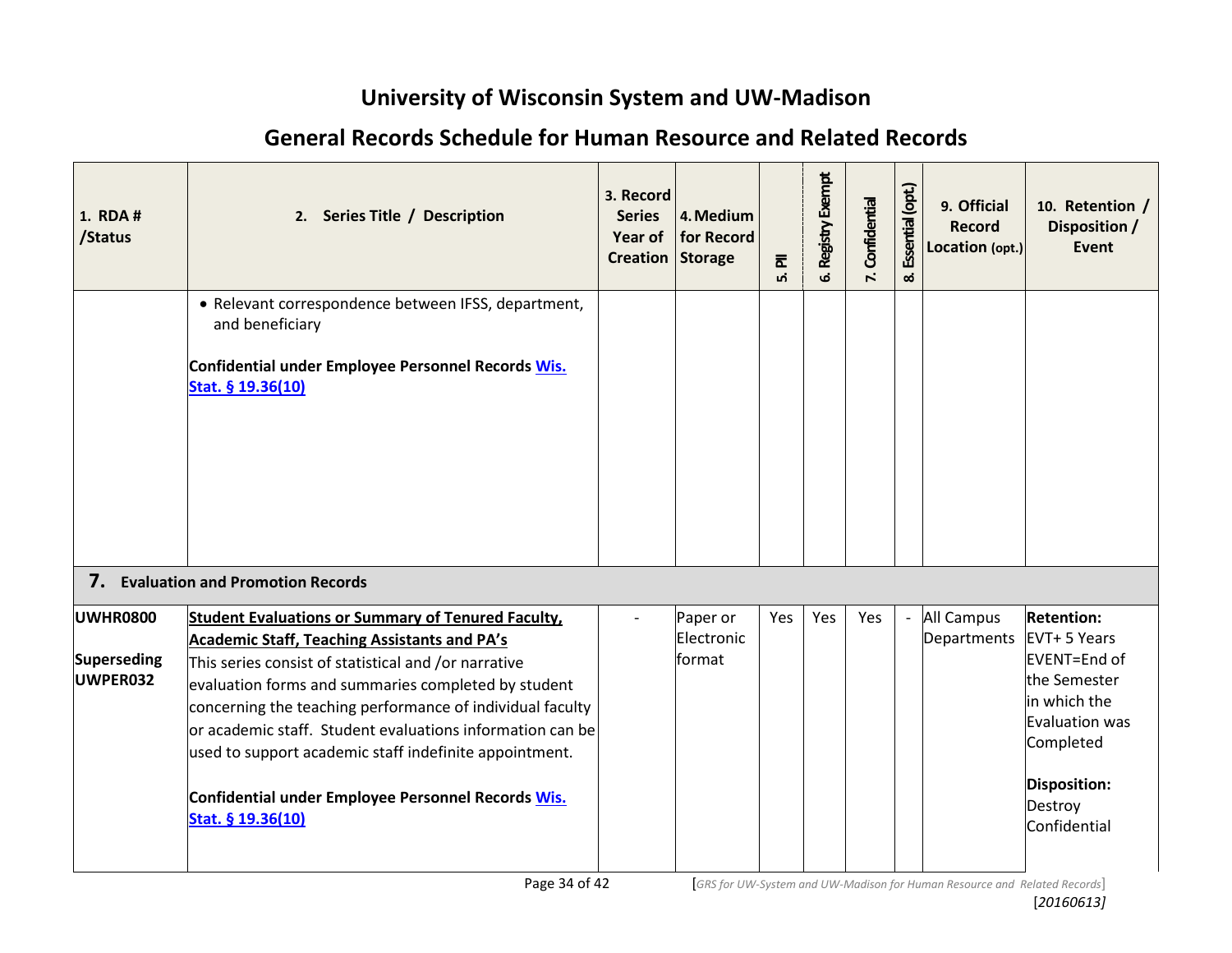# University of Wisconsin System and UW-Madison

## General Records Schedule for Human Resource and Related Records

| 1. RDA # /Status | 2. Series Title / Description | 3. Record Series Year of Creation | 4. Medium for Record Storage | 5. PII | 6. Registry Exempt | 7. Confidential | 8. Essential (opt.) | 9. Official Record Location (opt.) | 10. Retention / Disposition / Event |
|---|---|---|---|---|---|---|---|---|---|
| | • Relevant correspondence between IFSS, department, and beneficiary<br><br>**Confidential under Employee Personnel Records Wis. Stat. § 19.36(10)** | | | | | | | | |
| **7. Evaluation and Promotion Records** | | | | | | | | | |
| **UWHR0800**<br><br>**Superseding UWPER032** | **Student Evaluations or Summary of Tenured Faculty, Academic Staff, Teaching Assistants and PA's**<br>This series consist of statistical and /or narrative evaluation forms and summaries completed by student concerning the teaching performance of individual faculty or academic staff. Student evaluations information can be used to support academic staff indefinite appointment.<br><br>**Confidential under Employee Personnel Records Wis. Stat. § 19.36(10)** | - | Paper or Electronic format | Yes | Yes | Yes | - | All Campus Departments | **Retention:**<br>EVT+ 5 Years<br>EVENT=End of the Semester in which the Evaluation was Completed<br><br>**Disposition:**<br>Destroy Confidential |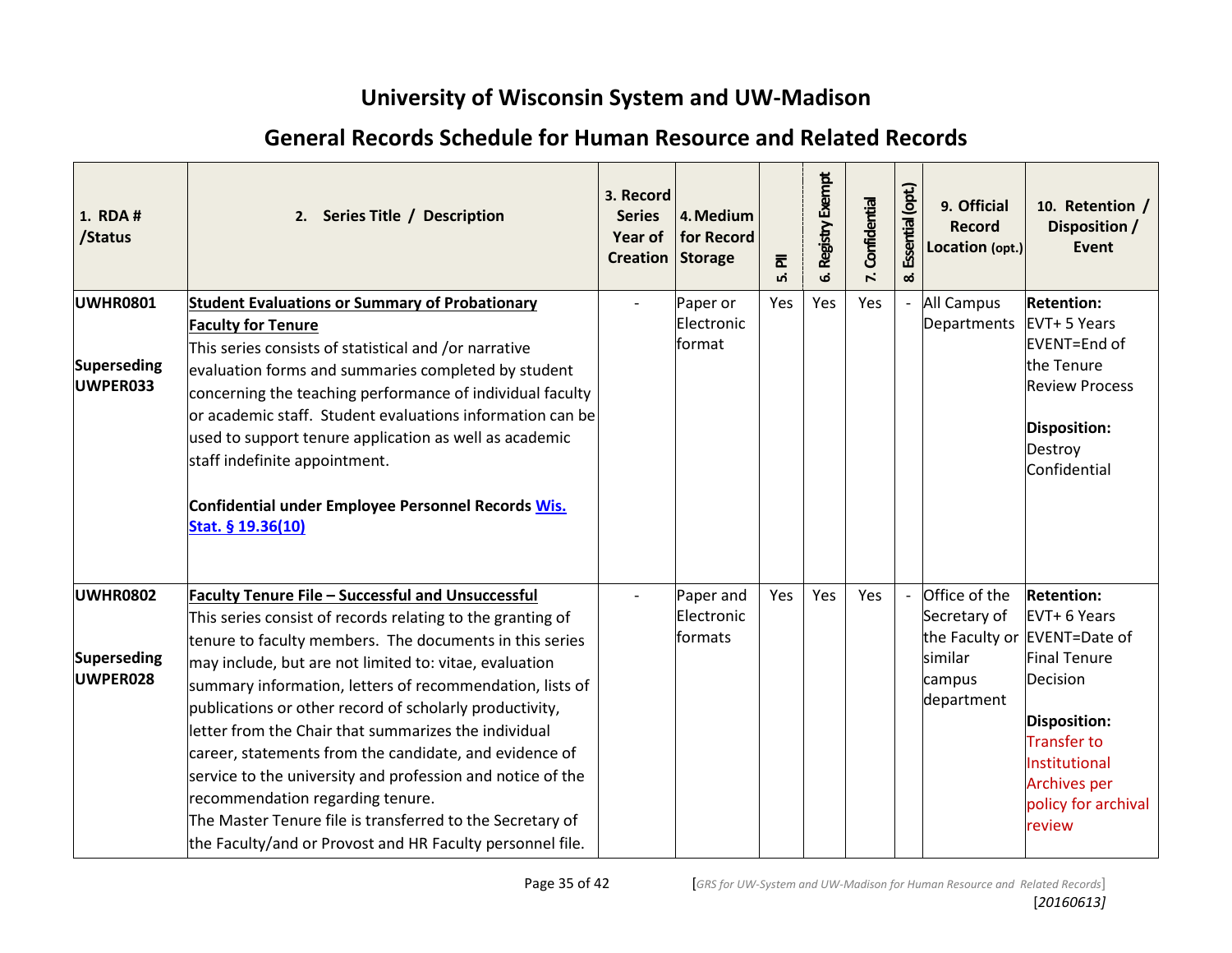# University of Wisconsin System and UW-Madison

## General Records Schedule for Human Resource and Related Records

| 1. RDA # /Status | 2. Series Title / Description | 3. Record Series Year of Creation | 4. Medium for Record Storage | 5. PII | 6. Registry Exempt | 7. Confidential | 8. Essential (opt.) | 9. Official Record Location (opt.) | 10. Retention / Disposition / Event |
|---|---|---|---|---|---|---|---|---|---|
| **UWHR0801**<br><br>**Superseding UWPER033** | **Student Evaluations or Summary of Probationary Faculty for Tenure**<br>This series consists of statistical and /or narrative evaluation forms and summaries completed by student concerning the teaching performance of individual faculty or academic staff. Student evaluations information can be used to support tenure application as well as academic staff indefinite appointment.<br><br>**Confidential under Employee Personnel Records Wis. Stat. § 19.36(10)** | - | Paper or Electronic format | Yes | Yes | Yes | - | All Campus Departments | **Retention:** EVT+ 5 Years EVENT=End of the Tenure Review Process<br><br>**Disposition:** Destroy Confidential |
| **UWHR0802**<br><br>**Superseding UWPER028** | **Faculty Tenure File – Successful and Unsuccessful**<br>This series consist of records relating to the granting of tenure to faculty members. The documents in this series may include, but are not limited to: vitae, evaluation summary information, letters of recommendation, lists of publications or other record of scholarly productivity, letter from the Chair that summarizes the individual career, statements from the candidate, and evidence of service to the university and profession and notice of the recommendation regarding tenure.<br>The Master Tenure file is transferred to the Secretary of the Faculty/and or Provost and HR Faculty personnel file. | - | Paper and Electronic formats | Yes | Yes | Yes | - | Office of the Secretary of the Faculty or similar campus department | **Retention:** EVT+ 6 Years EVENT=Date of Final Tenure Decision<br><br>**Disposition:** Transfer to Institutional Archives per policy for archival review |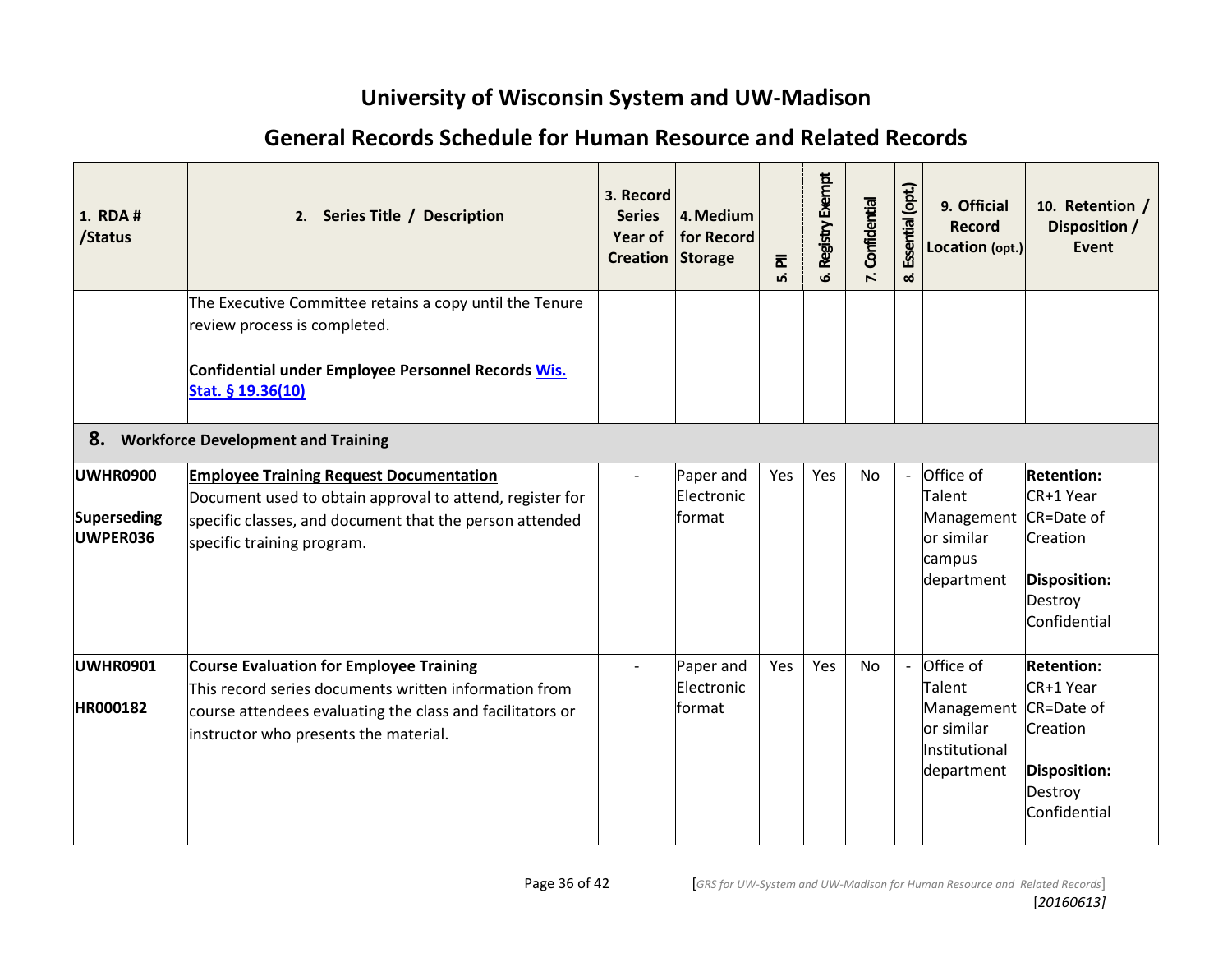# University of Wisconsin System and UW-Madison

## General Records Schedule for Human Resource and Related Records

| 1. RDA # /Status | 2. Series Title / Description | 3. Record Series Year of Creation | 4. Medium for Record Storage | 5. PII | 6. Registry Exempt | 7. Confidential | 8. Essential (opt.) | 9. Official Record Location (opt.) | 10. Retention / Disposition / Event |
|---|---|---|---|---|---|---|---|---|---|
| | The Executive Committee retains a copy until the Tenure review process is completed.<br><br>**Confidential under Employee Personnel Records Wis. Stat. § 19.36(10)** | | | | | | | | |
| **8. Workforce Development and Training** | | | | | | | | | |
| **UWHR0900**<br><br>**Superseding UWPER036** | **Employee Training Request Documentation**<br>Document used to obtain approval to attend, register for specific classes, and document that the person attended specific training program. | - | Paper and Electronic format | Yes | Yes | No | - | Office of Talent Management or similar campus department | **Retention:**<br>CR+1 Year<br>CR=Date of Creation<br><br>**Disposition:**<br>Destroy Confidential |
| **UWHR0901**<br><br>**HR000182** | **Course Evaluation for Employee Training**<br>This record series documents written information from course attendees evaluating the class and facilitators or instructor who presents the material. | - | Paper and Electronic format | Yes | Yes | No | - | Office of Talent Management or similar Institutional department | **Retention:**<br>CR+1 Year<br>CR=Date of Creation<br><br>**Disposition:**<br>Destroy Confidential |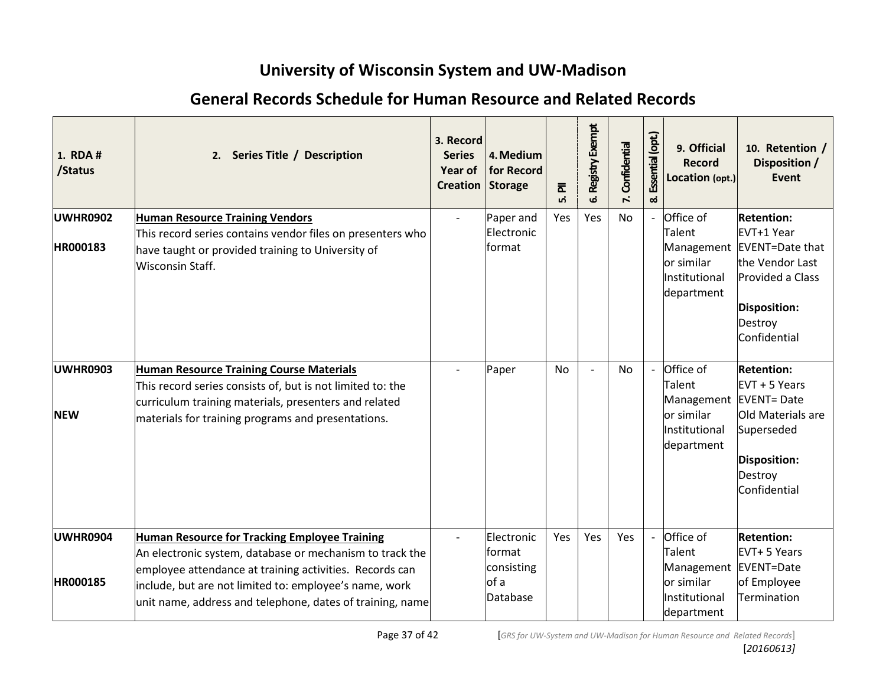# University of Wisconsin System and UW-Madison

## General Records Schedule for Human Resource and Related Records

| 1. RDA # /Status | 2. Series Title / Description | 3. Record Series Year of Creation | 4. Medium for Record Storage | 5. PII | 6. Registry Exempt | 7. Confidential | 8. Essential (opt.) | 9. Official Record Location (opt.) | 10. Retention / Disposition / Event |
|---|---|---|---|---|---|---|---|---|---|
| **UWHR0902**<br><br>**HR000183** | **Human Resource Training Vendors**<br>This record series contains vendor files on presenters who have taught or provided training to University of Wisconsin Staff. | - | Paper and Electronic format | Yes | Yes | No | - | Office of Talent Management or similar Institutional department | **Retention:**<br>EVT+1 Year<br>EVENT=Date that the Vendor Last Provided a Class<br><br>**Disposition:**<br>Destroy Confidential |
| **UWHR0903**<br><br>**NEW** | **Human Resource Training Course Materials**<br>This record series consists of, but is not limited to: the curriculum training materials, presenters and related materials for training programs and presentations. | - | Paper | No | - | No | - | Office of Talent Management or similar Institutional department | **Retention:**<br>EVT + 5 Years<br>EVENT= Date Old Materials are Superseded<br><br>**Disposition:**<br>Destroy Confidential |
| **UWHR0904**<br><br>**HR000185** | **Human Resource for Tracking Employee Training**<br>An electronic system, database or mechanism to track the employee attendance at training activities. Records can include, but are not limited to: employee's name, work unit name, address and telephone, dates of training, name | - | Electronic format consisting of a Database | Yes | Yes | Yes | - | Office of Talent Management or similar Institutional department | **Retention:**<br>EVT+ 5 Years<br>EVENT=Date of Employee Termination |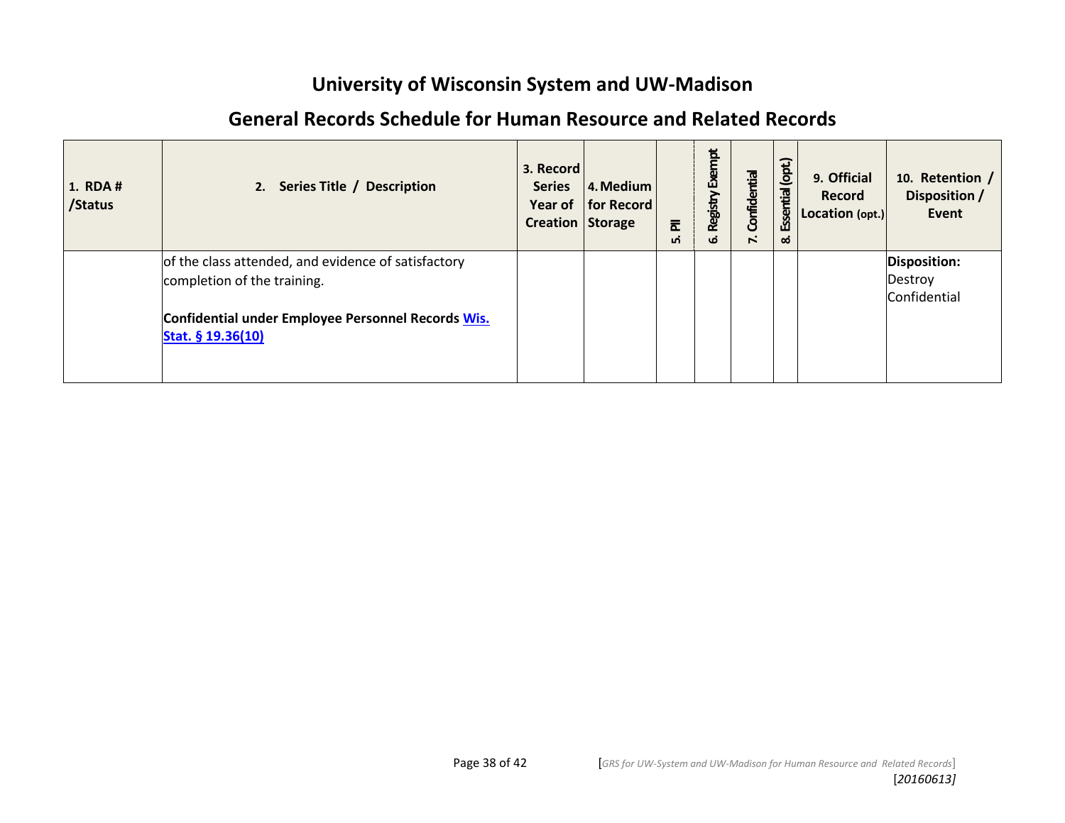# University of Wisconsin System and UW-Madison

## General Records Schedule for Human Resource and Related Records

| 1. RDA # /Status | 2. Series Title / Description | 3. Record Series Year of Creation | 4. Medium for Record Storage | 5. PII | 6. Registry Exempt | 7. Confidential | 8. Essential (opt.) | 9. Official Record Location (opt.) | 10. Retention / Disposition / Event |
|---|---|---|---|---|---|---|---|---|---|
| | of the class attended, and evidence of satisfactory completion of the training.<br><br>**Confidential under Employee Personnel Records [Wis. Stat. § 19.36(10)]** | | | | | | | | **Disposition:** Destroy Confidential |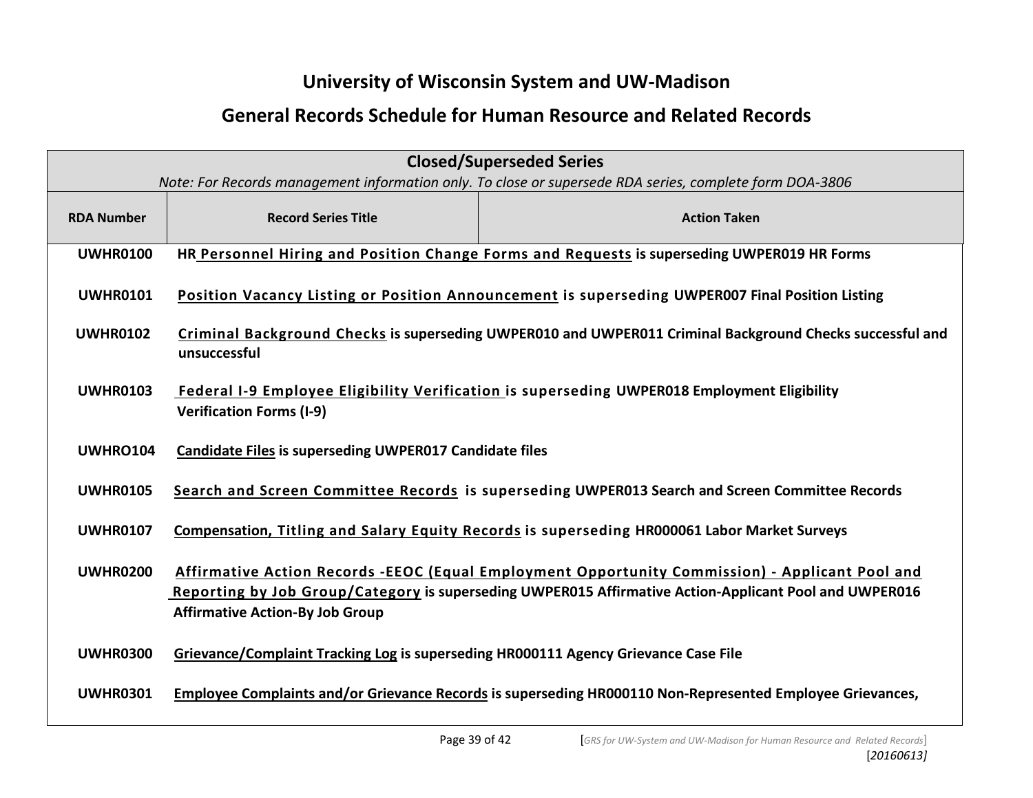# University of Wisconsin System and UW-Madison

## General Records Schedule for Human Resource and Related Records

| Closed/Superseded Series | | |
|---|---|---|
| *Note: For Records management information only. To close or supersede RDA series, complete form DOA-3806* | | |
| **RDA Number** | **Record Series Title** | **Action Taken** |
| **UWHR0100** | **HR Personnel Hiring and Position Change Forms and Requests is superseding UWPER019 HR Forms** | |
| **UWHR0101** | **Position Vacancy Listing or Position Announcement is superseding UWPER007 Final Position Listing** | |
| **UWHR0102** | **Criminal Background Checks is superseding UWPER010 and UWPER011 Criminal Background Checks successful and unsuccessful** | |
| **UWHR0103** | **Federal I-9 Employee Eligibility Verification is superseding UWPER018 Employment Eligibility Verification Forms (I-9)** | |
| **UWHRO104** | **Candidate Files is superseding UWPER017 Candidate files** | |
| **UWHR0105** | **Search and Screen Committee Records is superseding UWPER013 Search and Screen Committee Records** | |
| **UWHR0107** | **Compensation, Titling and Salary Equity Records is superseding HR000061 Labor Market Surveys** | |
| **UWHR0200** | **Affirmative Action Records -EEOC (Equal Employment Opportunity Commission) - Applicant Pool and Reporting by Job Group/Category is superseding UWPER015 Affirmative Action-Applicant Pool and UWPER016 Affirmative Action-By Job Group** | |
| **UWHR0300** | **Grievance/Complaint Tracking Log is superseding HR000111 Agency Grievance Case File** | |
| **UWHR0301** | **Employee Complaints and/or Grievance Records is superseding HR000110 Non-Represented Employee Grievances,** | |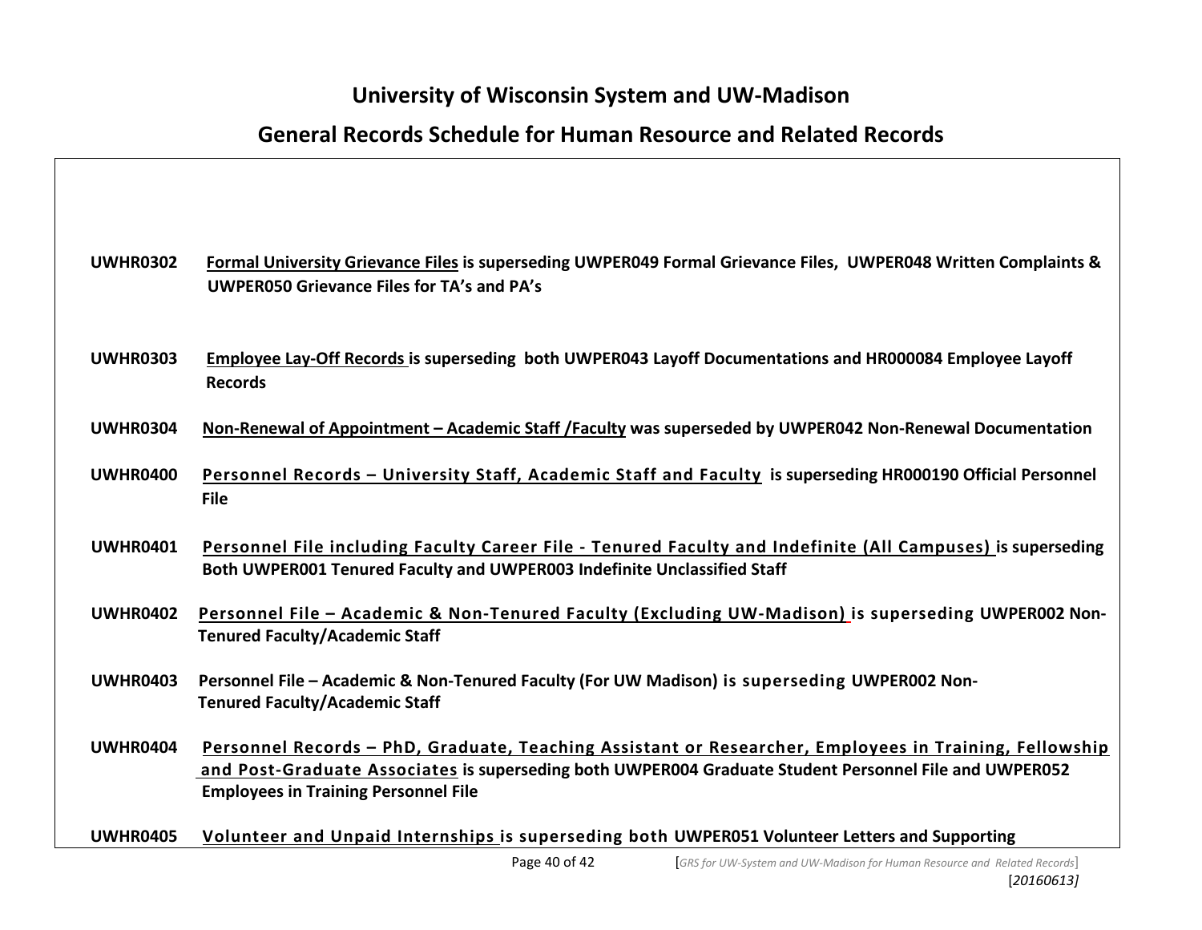# University of Wisconsin System and UW-Madison

## General Records Schedule for Human Resource and Related Records

**UWHR0302** **Formal University Grievance Files is superseding UWPER049 Formal Grievance Files, UWPER048 Written Complaints & UWPER050 Grievance Files for TA's and PA's**

**UWHR0303** **Employee Lay-Off Records is superseding both UWPER043 Layoff Documentations and HR000084 Employee Layoff Records**

**UWHR0304** **Non-Renewal of Appointment – Academic Staff /Faculty was superseded by UWPER042 Non-Renewal Documentation**

**UWHR0400** **Personnel Records – University Staff, Academic Staff and Faculty is superseding HR000190 Official Personnel File**

**UWHR0401** **Personnel File including Faculty Career File - Tenured Faculty and Indefinite (All Campuses) is superseding Both UWPER001 Tenured Faculty and UWPER003 Indefinite Unclassified Staff**

**UWHR0402** **Personnel File – Academic & Non-Tenured Faculty (Excluding UW-Madison) is superseding UWPER002 Non-Tenured Faculty/Academic Staff**

**UWHR0403** **Personnel File – Academic & Non-Tenured Faculty (For UW Madison) is superseding UWPER002 Non-Tenured Faculty/Academic Staff**

**UWHR0404** **Personnel Records – PhD, Graduate, Teaching Assistant or Researcher, Employees in Training, Fellowship and Post-Graduate Associates is superseding both UWPER004 Graduate Student Personnel File and UWPER052 Employees in Training Personnel File**

**UWHR0405** **Volunteer and Unpaid Internships is superseding both UWPER051 Volunteer Letters and Supporting**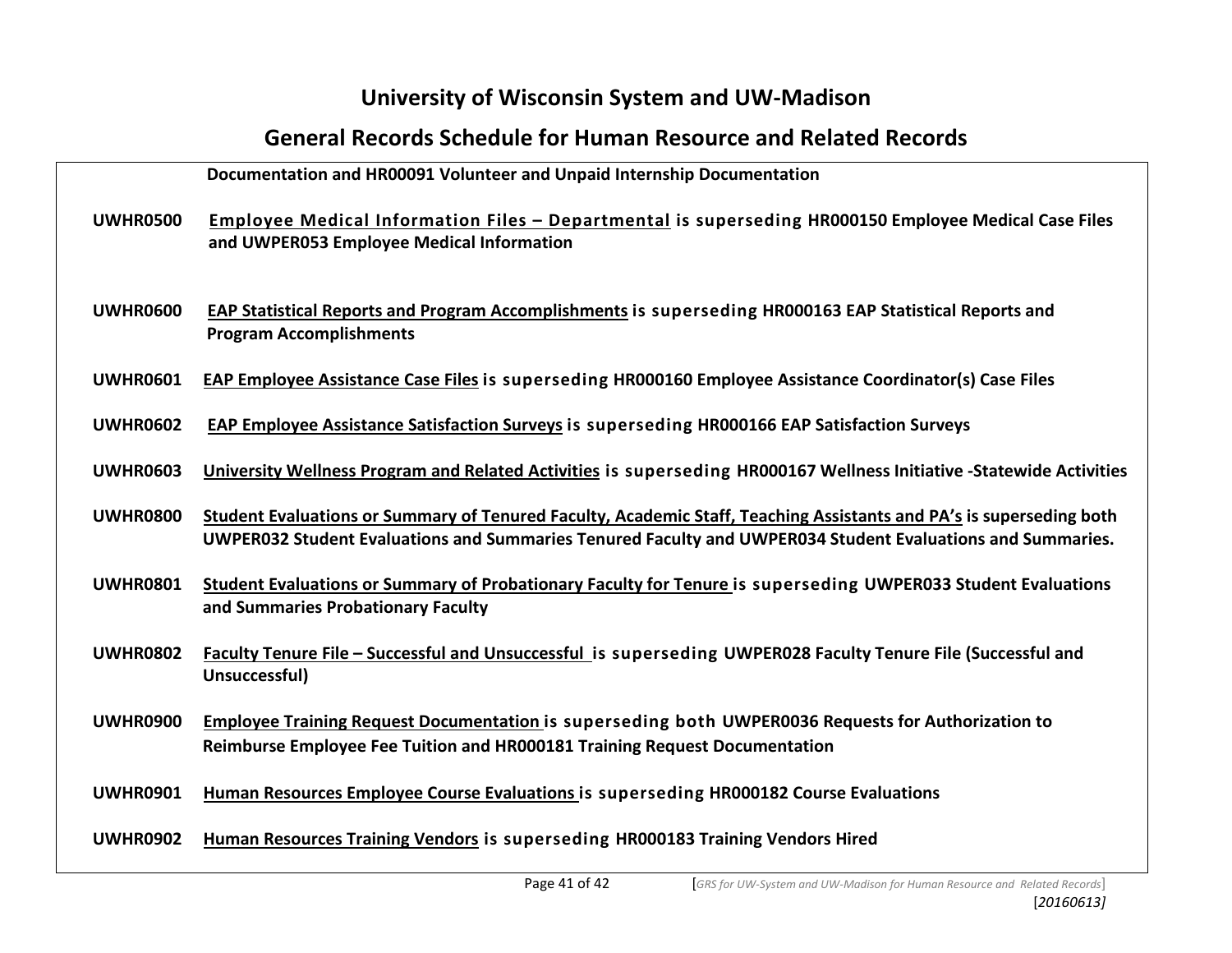**Documentation and HR00091 Volunteer and Unpaid Internship Documentation**

**UWHR0500** **Employee Medical Information Files – Departmental is superseding HR000150 Employee Medical Case Files and UWPER053 Employee Medical Information**

**UWHR0600** **EAP Statistical Reports and Program Accomplishments is superseding HR000163 EAP Statistical Reports and Program Accomplishments**

**UWHR0601** **EAP Employee Assistance Case Files is superseding HR000160 Employee Assistance Coordinator(s) Case Files**

**UWHR0602** **EAP Employee Assistance Satisfaction Surveys is superseding HR000166 EAP Satisfaction Surveys**

**UWHR0603** **University Wellness Program and Related Activities is superseding HR000167 Wellness Initiative -Statewide Activities**

**UWHR0800** **Student Evaluations or Summary of Tenured Faculty, Academic Staff, Teaching Assistants and PA's is superseding both UWPER032 Student Evaluations and Summaries Tenured Faculty and UWPER034 Student Evaluations and Summaries.**

**UWHR0801** **Student Evaluations or Summary of Probationary Faculty for Tenure is superseding UWPER033 Student Evaluations and Summaries Probationary Faculty**

**UWHR0802** **Faculty Tenure File – Successful and Unsuccessful is superseding UWPER028 Faculty Tenure File (Successful and Unsuccessful)**

**UWHR0900** **Employee Training Request Documentation is superseding both UWPER0036 Requests for Authorization to Reimburse Employee Fee Tuition and HR000181 Training Request Documentation**

**UWHR0901** **Human Resources Employee Course Evaluations is superseding HR000182 Course Evaluations**

**UWHR0902** **Human Resources Training Vendors is superseding HR000183 Training Vendors Hired**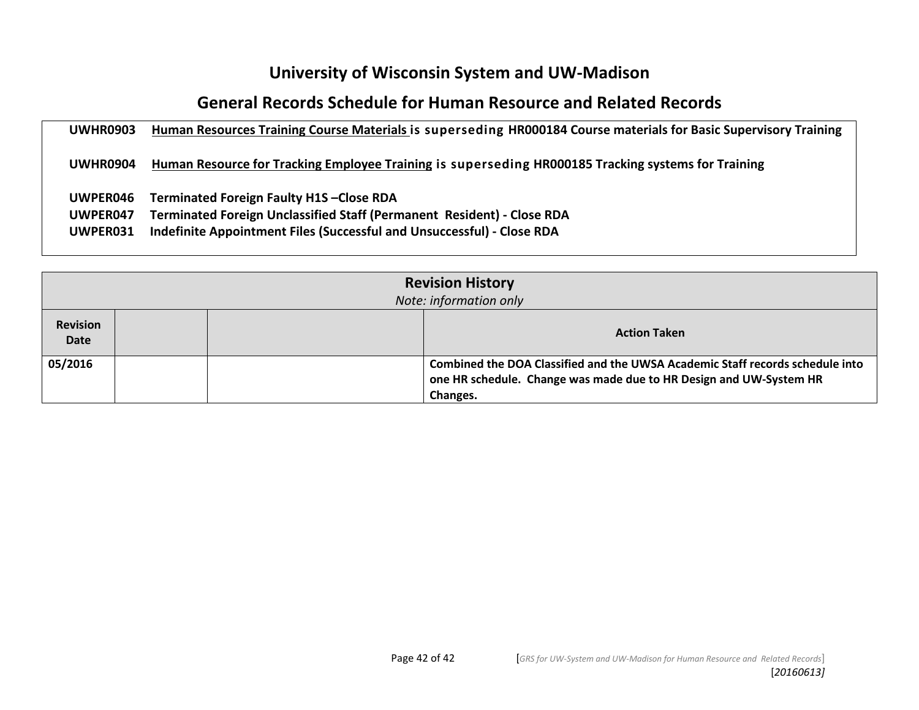# University of Wisconsin System and UW-Madison

## General Records Schedule for Human Resource and Related Records

**UWHR0903** **Human Resources Training Course Materials is superseding HR000184 Course materials for Basic Supervisory Training**

**UWHR0904** **Human Resource for Tracking Employee Training is superseding HR000185 Tracking systems for Training**

**UWPER046** **Terminated Foreign Faulty H1S –Close RDA**
**UWPER047** **Terminated Foreign Unclassified Staff (Permanent Resident) - Close RDA**
**UWPER031** **Indefinite Appointment Files (Successful and Unsuccessful) - Close RDA**

| **Revision History** *Note: information only* | | | |
|---|---|---|---|
| **Revision Date** | | | **Action Taken** |
| **05/2016** | | | **Combined the DOA Classified and the UWSA Academic Staff records schedule into one HR schedule. Change was made due to HR Design and UW-System HR Changes.** |